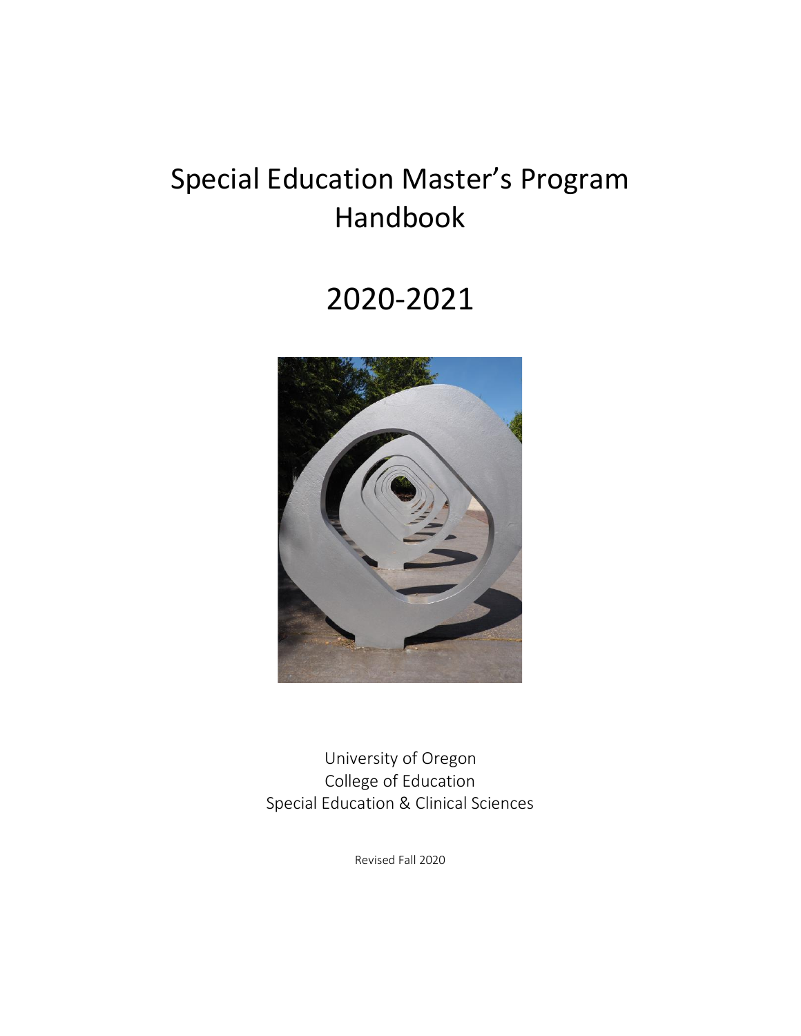# Special Education Master's Program Handbook

# 2020-2021

University of Oregon
College of Education
Special Education & Clinical Sciences

Revised Fall 2020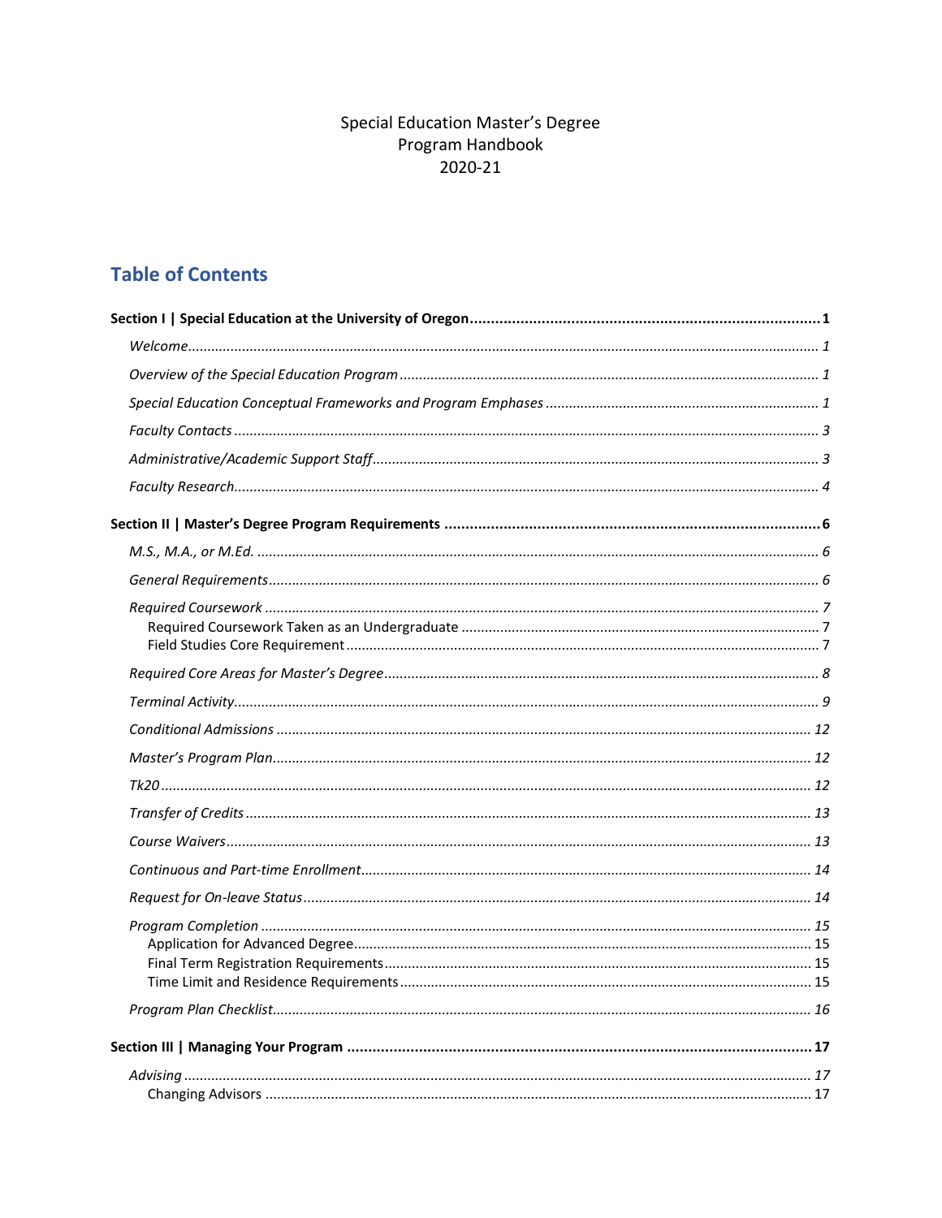Special Education Master's Degree
Program Handbook
2020-21

## Table of Contents

**Section I | Special Education at the University of Oregon** ..... **1**

- *Welcome* ..... *1*
- *Overview of the Special Education Program* ..... *1*
- *Special Education Conceptual Frameworks and Program Emphases* ..... *1*
- *Faculty Contacts* ..... *3*
- *Administrative/Academic Support Staff* ..... *3*
- *Faculty Research* ..... *4*

**Section II | Master's Degree Program Requirements** ..... **6**

- *M.S., M.A., or M.Ed.* ..... *6*
- *General Requirements* ..... *6*
- *Required Coursework* ..... *7*
  - Required Coursework Taken as an Undergraduate ..... 7
  - Field Studies Core Requirement ..... 7
- *Required Core Areas for Master's Degree* ..... *8*
- *Terminal Activity* ..... *9*
- *Conditional Admissions* ..... *12*
- *Master's Program Plan* ..... *12*
- *Tk20* ..... *12*
- *Transfer of Credits* ..... *13*
- *Course Waivers* ..... *13*
- *Continuous and Part-time Enrollment* ..... *14*
- *Request for On-leave Status* ..... *14*
- *Program Completion* ..... *15*
  - Application for Advanced Degree ..... 15
  - Final Term Registration Requirements ..... 15
  - Time Limit and Residence Requirements ..... 15
- *Program Plan Checklist* ..... *16*

**Section III | Managing Your Program** ..... **17**

- *Advising* ..... *17*
  - Changing Advisors ..... 17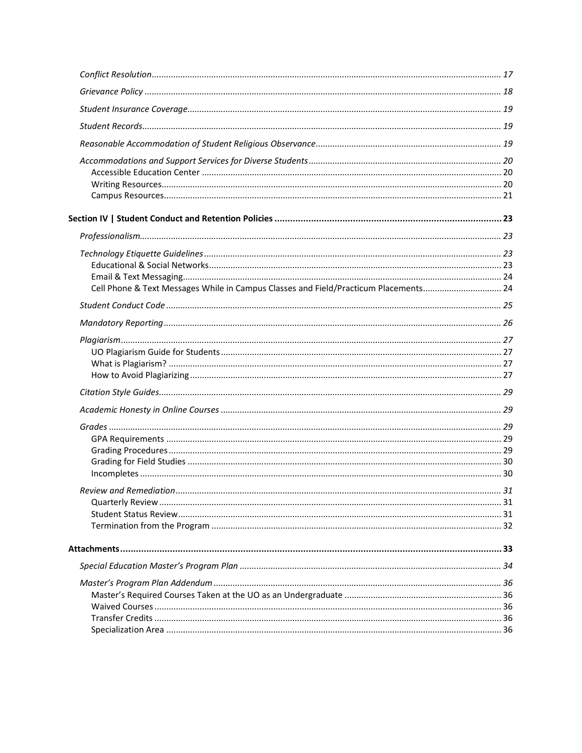*Conflict Resolution* ........ *17*

*Grievance Policy* ........ *18*

*Student Insurance Coverage* ........ *19*

*Student Records* ........ *19*

*Reasonable Accommodation of Student Religious Observance* ........ *19*

*Accommodations and Support Services for Diverse Students* ........ *20*
- Accessible Education Center ........ 20
- Writing Resources ........ 20
- Campus Resources ........ 21

**Section IV | Student Conduct and Retention Policies ........ 23**

*Professionalism* ........ *23*

*Technology Etiquette Guidelines* ........ *23*
- Educational & Social Networks ........ 23
- Email & Text Messaging ........ 24
- Cell Phone & Text Messages While in Campus Classes and Field/Practicum Placements ........ 24

*Student Conduct Code* ........ *25*

*Mandatory Reporting* ........ *26*

*Plagiarism* ........ *27*
- UO Plagiarism Guide for Students ........ 27
- What is Plagiarism? ........ 27
- How to Avoid Plagiarizing ........ 27

*Citation Style Guides* ........ *29*

*Academic Honesty in Online Courses* ........ *29*

*Grades* ........ *29*
- GPA Requirements ........ 29
- Grading Procedures ........ 29
- Grading for Field Studies ........ 30
- Incompletes ........ 30

*Review and Remediation* ........ *31*
- Quarterly Review ........ 31
- Student Status Review ........ 31
- Termination from the Program ........ 32

**Attachments ........ 33**

*Special Education Master's Program Plan* ........ *34*

*Master's Program Plan Addendum* ........ *36*
- Master's Required Courses Taken at the UO as an Undergraduate ........ 36
- Waived Courses ........ 36
- Transfer Credits ........ 36
- Specialization Area ........ 36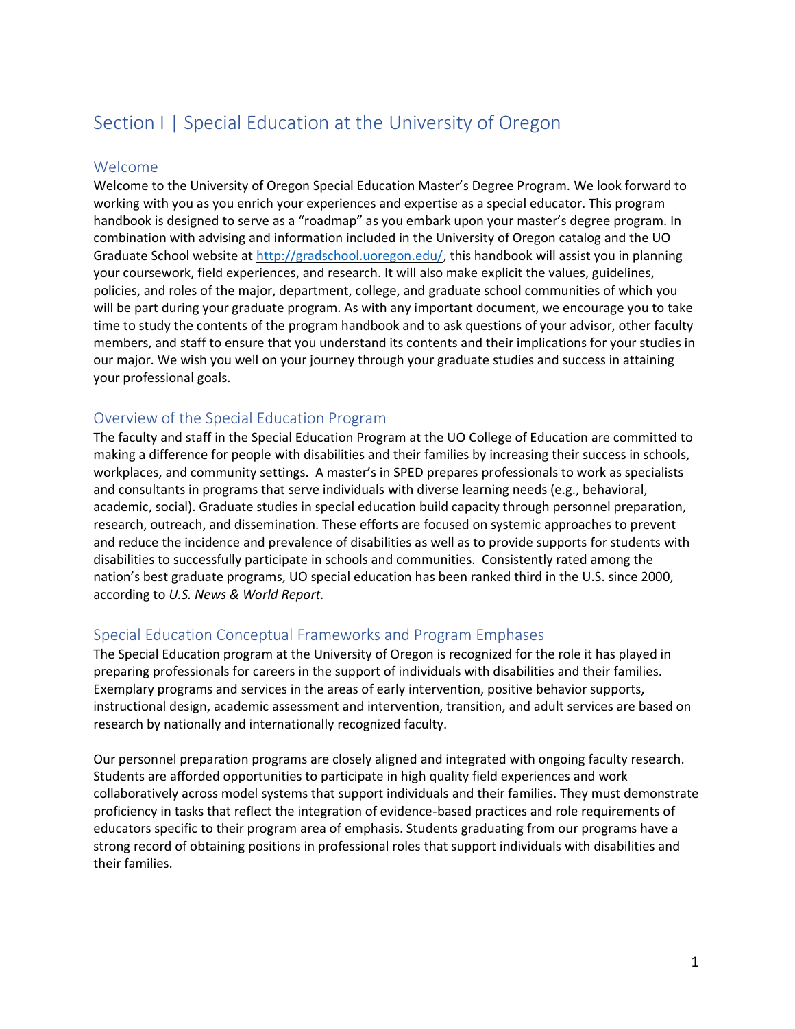# Section I | Special Education at the University of Oregon

## Welcome

Welcome to the University of Oregon Special Education Master's Degree Program. We look forward to working with you as you enrich your experiences and expertise as a special educator. This program handbook is designed to serve as a "roadmap" as you embark upon your master's degree program. In combination with advising and information included in the University of Oregon catalog and the UO Graduate School website at [http://gradschool.uoregon.edu/](http://gradschool.uoregon.edu/), this handbook will assist you in planning your coursework, field experiences, and research. It will also make explicit the values, guidelines, policies, and roles of the major, department, college, and graduate school communities of which you will be part during your graduate program. As with any important document, we encourage you to take time to study the contents of the program handbook and to ask questions of your advisor, other faculty members, and staff to ensure that you understand its contents and their implications for your studies in our major. We wish you well on your journey through your graduate studies and success in attaining your professional goals.

## Overview of the Special Education Program

The faculty and staff in the Special Education Program at the UO College of Education are committed to making a difference for people with disabilities and their families by increasing their success in schools, workplaces, and community settings. A master's in SPED prepares professionals to work as specialists and consultants in programs that serve individuals with diverse learning needs (e.g., behavioral, academic, social). Graduate studies in special education build capacity through personnel preparation, research, outreach, and dissemination. These efforts are focused on systemic approaches to prevent and reduce the incidence and prevalence of disabilities as well as to provide supports for students with disabilities to successfully participate in schools and communities. Consistently rated among the nation's best graduate programs, UO special education has been ranked third in the U.S. since 2000, according to *U.S. News & World Report.*

## Special Education Conceptual Frameworks and Program Emphases

The Special Education program at the University of Oregon is recognized for the role it has played in preparing professionals for careers in the support of individuals with disabilities and their families. Exemplary programs and services in the areas of early intervention, positive behavior supports, instructional design, academic assessment and intervention, transition, and adult services are based on research by nationally and internationally recognized faculty.

Our personnel preparation programs are closely aligned and integrated with ongoing faculty research. Students are afforded opportunities to participate in high quality field experiences and work collaboratively across model systems that support individuals and their families. They must demonstrate proficiency in tasks that reflect the integration of evidence-based practices and role requirements of educators specific to their program area of emphasis. Students graduating from our programs have a strong record of obtaining positions in professional roles that support individuals with disabilities and their families.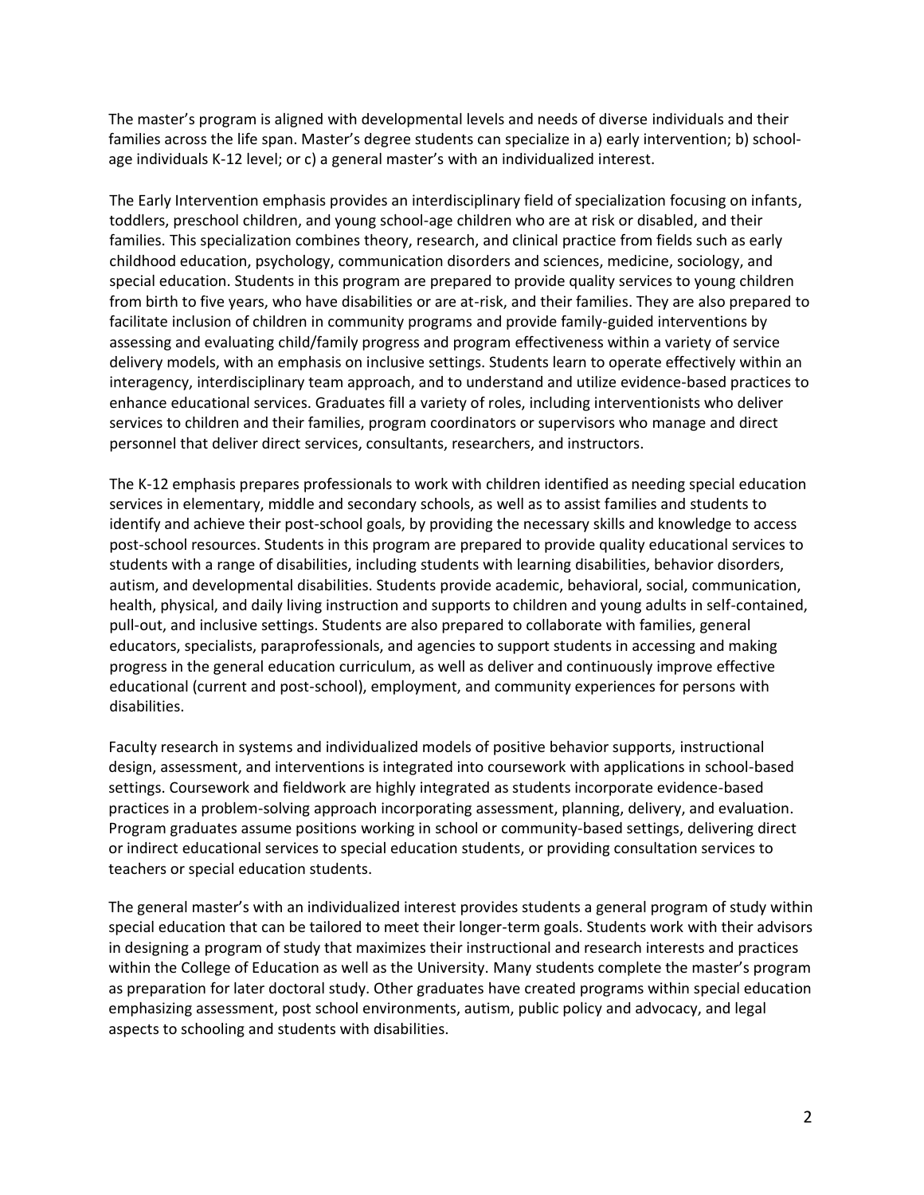The master's program is aligned with developmental levels and needs of diverse individuals and their families across the life span. Master's degree students can specialize in a) early intervention; b) school-age individuals K-12 level; or c) a general master's with an individualized interest.

The Early Intervention emphasis provides an interdisciplinary field of specialization focusing on infants, toddlers, preschool children, and young school-age children who are at risk or disabled, and their families. This specialization combines theory, research, and clinical practice from fields such as early childhood education, psychology, communication disorders and sciences, medicine, sociology, and special education. Students in this program are prepared to provide quality services to young children from birth to five years, who have disabilities or are at-risk, and their families. They are also prepared to facilitate inclusion of children in community programs and provide family-guided interventions by assessing and evaluating child/family progress and program effectiveness within a variety of service delivery models, with an emphasis on inclusive settings. Students learn to operate effectively within an interagency, interdisciplinary team approach, and to understand and utilize evidence-based practices to enhance educational services. Graduates fill a variety of roles, including interventionists who deliver services to children and their families, program coordinators or supervisors who manage and direct personnel that deliver direct services, consultants, researchers, and instructors.

The K-12 emphasis prepares professionals to work with children identified as needing special education services in elementary, middle and secondary schools, as well as to assist families and students to identify and achieve their post-school goals, by providing the necessary skills and knowledge to access post-school resources. Students in this program are prepared to provide quality educational services to students with a range of disabilities, including students with learning disabilities, behavior disorders, autism, and developmental disabilities. Students provide academic, behavioral, social, communication, health, physical, and daily living instruction and supports to children and young adults in self-contained, pull-out, and inclusive settings. Students are also prepared to collaborate with families, general educators, specialists, paraprofessionals, and agencies to support students in accessing and making progress in the general education curriculum, as well as deliver and continuously improve effective educational (current and post-school), employment, and community experiences for persons with disabilities.

Faculty research in systems and individualized models of positive behavior supports, instructional design, assessment, and interventions is integrated into coursework with applications in school-based settings. Coursework and fieldwork are highly integrated as students incorporate evidence-based practices in a problem-solving approach incorporating assessment, planning, delivery, and evaluation. Program graduates assume positions working in school or community-based settings, delivering direct or indirect educational services to special education students, or providing consultation services to teachers or special education students.

The general master's with an individualized interest provides students a general program of study within special education that can be tailored to meet their longer-term goals. Students work with their advisors in designing a program of study that maximizes their instructional and research interests and practices within the College of Education as well as the University. Many students complete the master's program as preparation for later doctoral study. Other graduates have created programs within special education emphasizing assessment, post school environments, autism, public policy and advocacy, and legal aspects to schooling and students with disabilities.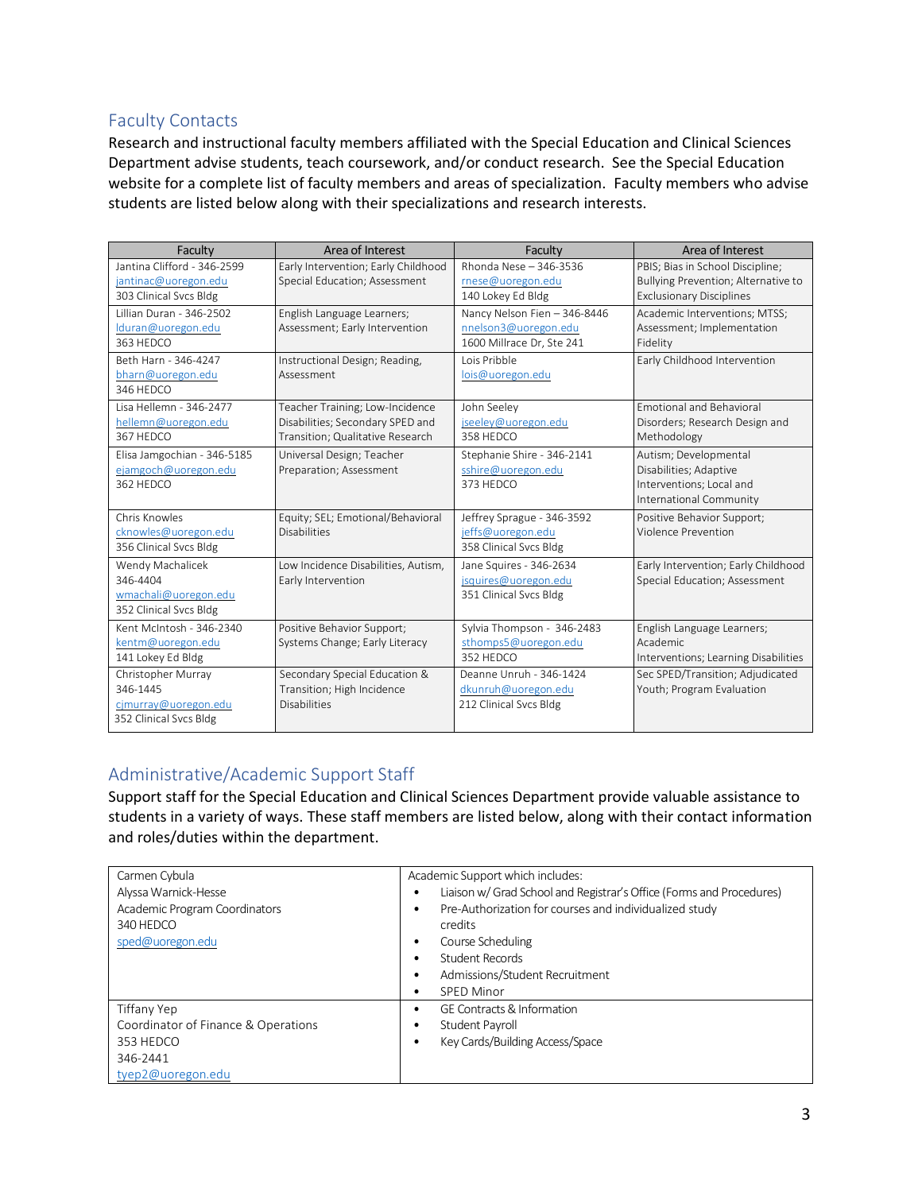## Faculty Contacts

Research and instructional faculty members affiliated with the Special Education and Clinical Sciences Department advise students, teach coursework, and/or conduct research. See the Special Education website for a complete list of faculty members and areas of specialization. Faculty members who advise students are listed below along with their specializations and research interests.

| Faculty | Area of Interest | Faculty | Area of Interest |
|---|---|---|---|
| Jantina Clifford - 346-2599<br>jantinac@uoregon.edu<br>303 Clinical Svcs Bldg | Early Intervention; Early Childhood Special Education; Assessment | Rhonda Nese – 346-3536<br>rnese@uoregon.edu<br>140 Lokey Ed Bldg | PBIS; Bias in School Discipline; Bullying Prevention; Alternative to Exclusionary Disciplines |
| Lillian Duran - 346-2502<br>lduran@uoregon.edu<br>363 HEDCO | English Language Learners; Assessment; Early Intervention | Nancy Nelson Fien – 346-8446<br>nnelson3@uoregon.edu<br>1600 Millrace Dr, Ste 241 | Academic Interventions; MTSS; Assessment; Implementation Fidelity |
| Beth Harn - 346-4247<br>bharn@uoregon.edu<br>346 HEDCO | Instructional Design; Reading, Assessment | Lois Pribble<br>lois@uoregon.edu | Early Childhood Intervention |
| Lisa Hellemn - 346-2477<br>hellemn@uoregon.edu<br>367 HEDCO | Teacher Training; Low-Incidence Disabilities; Secondary SPED and Transition; Qualitative Research | John Seeley<br>jseeley@uoregon.edu<br>358 HEDCO | Emotional and Behavioral Disorders; Research Design and Methodology |
| Elisa Jamgochian - 346-5185<br>ejamgoch@uoregon.edu<br>362 HEDCO | Universal Design; Teacher Preparation; Assessment | Stephanie Shire - 346-2141<br>sshire@uoregon.edu<br>373 HEDCO | Autism; Developmental Disabilities; Adaptive Interventions; Local and International Community |
| Chris Knowles<br>cknowles@uoregon.edu<br>356 Clinical Svcs Bldg | Equity; SEL; Emotional/Behavioral Disabilities | Jeffrey Sprague - 346-3592<br>jeffs@uoregon.edu<br>358 Clinical Svcs Bldg | Positive Behavior Support; Violence Prevention |
| Wendy Machalicek<br>346-4404<br>wmachali@uoregon.edu<br>352 Clinical Svcs Bldg | Low Incidence Disabilities, Autism, Early Intervention | Jane Squires - 346-2634<br>jsquires@uoregon.edu<br>351 Clinical Svcs Bldg | Early Intervention; Early Childhood Special Education; Assessment |
| Kent McIntosh - 346-2340<br>kentm@uoregon.edu<br>141 Lokey Ed Bldg | Positive Behavior Support; Systems Change; Early Literacy | Sylvia Thompson - 346-2483<br>sthomps5@uoregon.edu<br>352 HEDCO | English Language Learners; Academic Interventions; Learning Disabilities |
| Christopher Murray<br>346-1445<br>cjmurray@uoregon.edu<br>352 Clinical Svcs Bldg | Secondary Special Education & Transition; High Incidence Disabilities | Deanne Unruh - 346-1424<br>dkunruh@uoregon.edu<br>212 Clinical Svcs Bldg | Sec SPED/Transition; Adjudicated Youth; Program Evaluation |

## Administrative/Academic Support Staff

Support staff for the Special Education and Clinical Sciences Department provide valuable assistance to students in a variety of ways. These staff members are listed below, along with their contact information and roles/duties within the department.

| Staff | Roles/Duties |
|---|---|
| Carmen Cybula<br>Alyssa Warnick-Hesse<br>Academic Program Coordinators<br>340 HEDCO<br>sped@uoregon.edu | Academic Support which includes:<br>• Liaison w/ Grad School and Registrar's Office (Forms and Procedures)<br>• Pre-Authorization for courses and individualized study credits<br>• Course Scheduling<br>• Student Records<br>• Admissions/Student Recruitment<br>• SPED Minor |
| Tiffany Yep<br>Coordinator of Finance & Operations<br>353 HEDCO<br>346-2441<br>tyep2@uoregon.edu | • GE Contracts & Information<br>• Student Payroll<br>• Key Cards/Building Access/Space |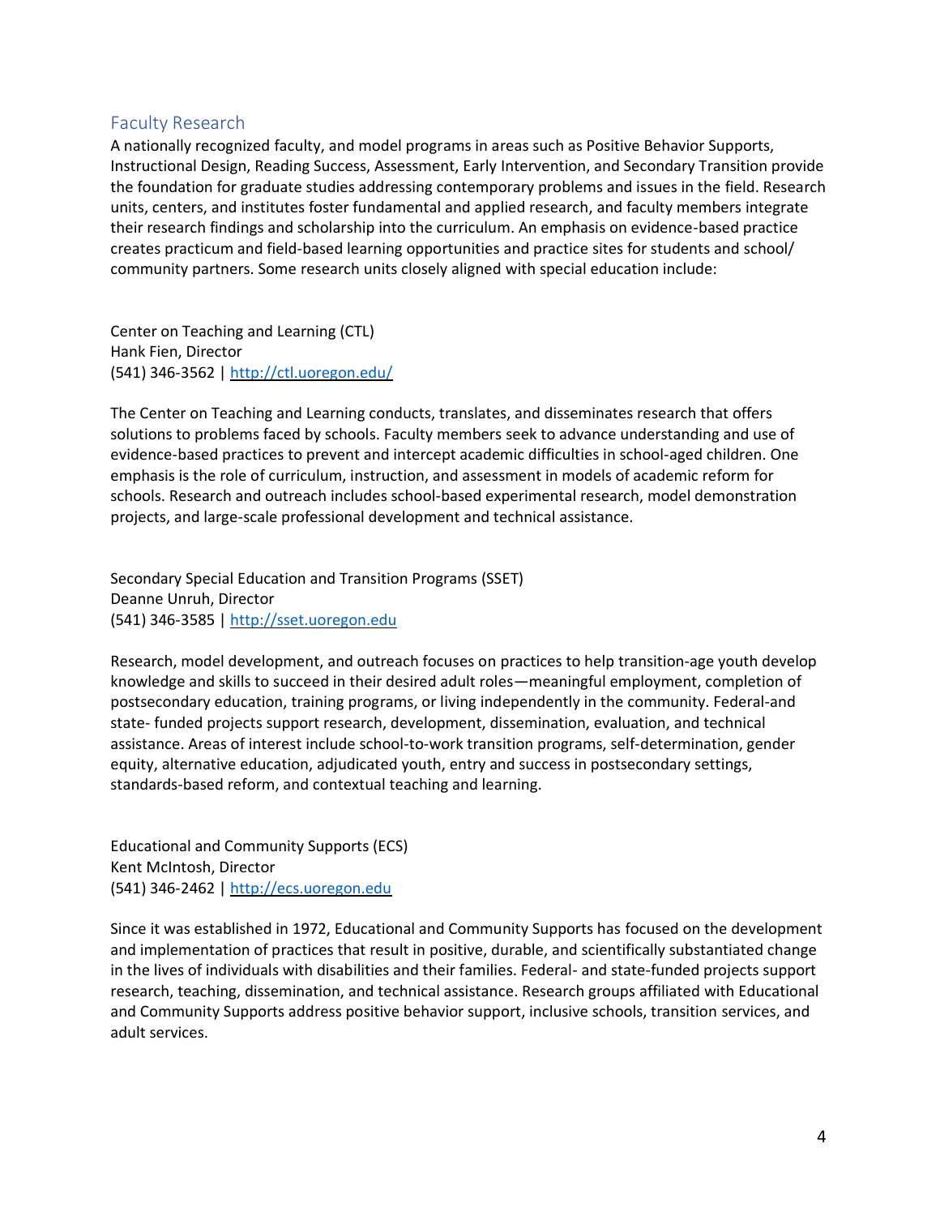## Faculty Research

A nationally recognized faculty, and model programs in areas such as Positive Behavior Supports, Instructional Design, Reading Success, Assessment, Early Intervention, and Secondary Transition provide the foundation for graduate studies addressing contemporary problems and issues in the field. Research units, centers, and institutes foster fundamental and applied research, and faculty members integrate their research findings and scholarship into the curriculum. An emphasis on evidence-based practice creates practicum and field-based learning opportunities and practice sites for students and school/ community partners. Some research units closely aligned with special education include:

Center on Teaching and Learning (CTL)
Hank Fien, Director
(541) 346-3562 | [http://ctl.uoregon.edu/](http://ctl.uoregon.edu/)

The Center on Teaching and Learning conducts, translates, and disseminates research that offers solutions to problems faced by schools. Faculty members seek to advance understanding and use of evidence-based practices to prevent and intercept academic difficulties in school-aged children. One emphasis is the role of curriculum, instruction, and assessment in models of academic reform for schools. Research and outreach includes school-based experimental research, model demonstration projects, and large-scale professional development and technical assistance.

Secondary Special Education and Transition Programs (SSET)
Deanne Unruh, Director
(541) 346-3585 | [http://sset.uoregon.edu](http://sset.uoregon.edu)

Research, model development, and outreach focuses on practices to help transition-age youth develop knowledge and skills to succeed in their desired adult roles—meaningful employment, completion of postsecondary education, training programs, or living independently in the community. Federal-and state- funded projects support research, development, dissemination, evaluation, and technical assistance. Areas of interest include school-to-work transition programs, self-determination, gender equity, alternative education, adjudicated youth, entry and success in postsecondary settings, standards-based reform, and contextual teaching and learning.

Educational and Community Supports (ECS)
Kent McIntosh, Director
(541) 346-2462 | [http://ecs.uoregon.edu](http://ecs.uoregon.edu)

Since it was established in 1972, Educational and Community Supports has focused on the development and implementation of practices that result in positive, durable, and scientifically substantiated change in the lives of individuals with disabilities and their families. Federal- and state-funded projects support research, teaching, dissemination, and technical assistance. Research groups affiliated with Educational and Community Supports address positive behavior support, inclusive schools, transition services, and adult services.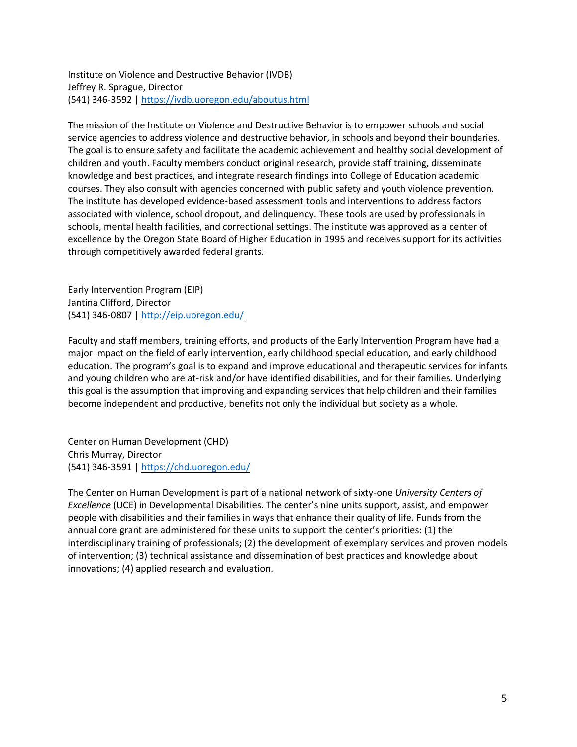Institute on Violence and Destructive Behavior (IVDB)
Jeffrey R. Sprague, Director
(541) 346-3592 | https://ivdb.uoregon.edu/aboutus.html

The mission of the Institute on Violence and Destructive Behavior is to empower schools and social service agencies to address violence and destructive behavior, in schools and beyond their boundaries. The goal is to ensure safety and facilitate the academic achievement and healthy social development of children and youth. Faculty members conduct original research, provide staff training, disseminate knowledge and best practices, and integrate research findings into College of Education academic courses. They also consult with agencies concerned with public safety and youth violence prevention. The institute has developed evidence-based assessment tools and interventions to address factors associated with violence, school dropout, and delinquency. These tools are used by professionals in schools, mental health facilities, and correctional settings. The institute was approved as a center of excellence by the Oregon State Board of Higher Education in 1995 and receives support for its activities through competitively awarded federal grants.

Early Intervention Program (EIP)
Jantina Clifford, Director
(541) 346-0807 | http://eip.uoregon.edu/

Faculty and staff members, training efforts, and products of the Early Intervention Program have had a major impact on the field of early intervention, early childhood special education, and early childhood education. The program's goal is to expand and improve educational and therapeutic services for infants and young children who are at-risk and/or have identified disabilities, and for their families. Underlying this goal is the assumption that improving and expanding services that help children and their families become independent and productive, benefits not only the individual but society as a whole.

Center on Human Development (CHD)
Chris Murray, Director
(541) 346-3591 | https://chd.uoregon.edu/

The Center on Human Development is part of a national network of sixty-one *University Centers of Excellence* (UCE) in Developmental Disabilities. The center's nine units support, assist, and empower people with disabilities and their families in ways that enhance their quality of life. Funds from the annual core grant are administered for these units to support the center's priorities: (1) the interdisciplinary training of professionals; (2) the development of exemplary services and proven models of intervention; (3) technical assistance and dissemination of best practices and knowledge about innovations; (4) applied research and evaluation.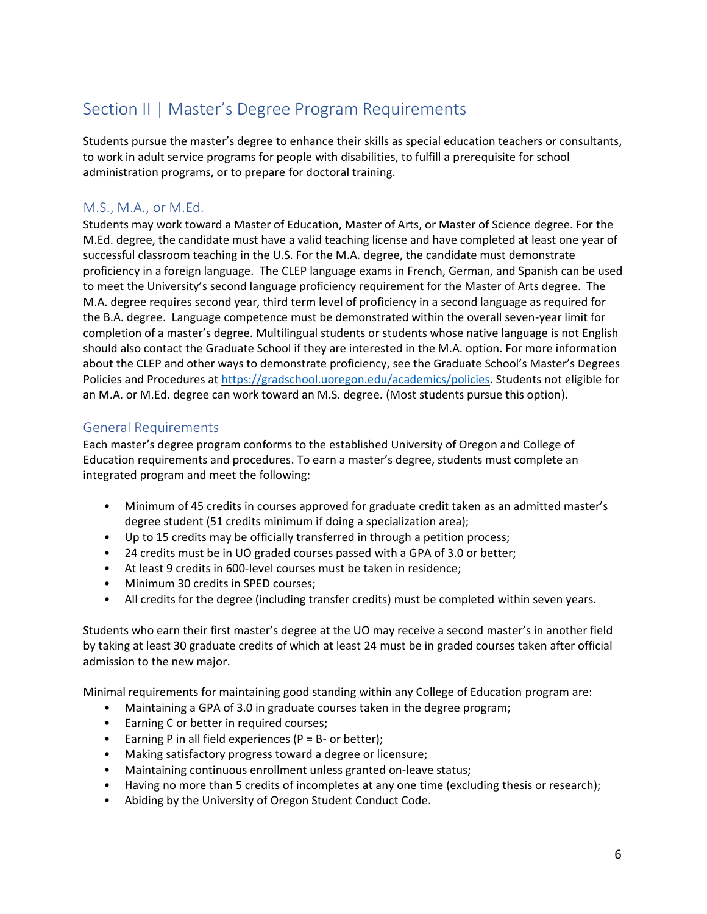## Section II | Master's Degree Program Requirements

Students pursue the master's degree to enhance their skills as special education teachers or consultants, to work in adult service programs for people with disabilities, to fulfill a prerequisite for school administration programs, or to prepare for doctoral training.

### M.S., M.A., or M.Ed.

Students may work toward a Master of Education, Master of Arts, or Master of Science degree. For the M.Ed. degree, the candidate must have a valid teaching license and have completed at least one year of successful classroom teaching in the U.S. For the M.A. degree, the candidate must demonstrate proficiency in a foreign language. The CLEP language exams in French, German, and Spanish can be used to meet the University's second language proficiency requirement for the Master of Arts degree. The M.A. degree requires second year, third term level of proficiency in a second language as required for the B.A. degree. Language competence must be demonstrated within the overall seven-year limit for completion of a master's degree. Multilingual students or students whose native language is not English should also contact the Graduate School if they are interested in the M.A. option. For more information about the CLEP and other ways to demonstrate proficiency, see the Graduate School's Master's Degrees Policies and Procedures at [https://gradschool.uoregon.edu/academics/policies](https://gradschool.uoregon.edu/academics/policies). Students not eligible for an M.A. or M.Ed. degree can work toward an M.S. degree. (Most students pursue this option).

### General Requirements

Each master's degree program conforms to the established University of Oregon and College of Education requirements and procedures. To earn a master's degree, students must complete an integrated program and meet the following:

- Minimum of 45 credits in courses approved for graduate credit taken as an admitted master's degree student (51 credits minimum if doing a specialization area);
- Up to 15 credits may be officially transferred in through a petition process;
- 24 credits must be in UO graded courses passed with a GPA of 3.0 or better;
- At least 9 credits in 600-level courses must be taken in residence;
- Minimum 30 credits in SPED courses;
- All credits for the degree (including transfer credits) must be completed within seven years.

Students who earn their first master's degree at the UO may receive a second master's in another field by taking at least 30 graduate credits of which at least 24 must be in graded courses taken after official admission to the new major.

Minimal requirements for maintaining good standing within any College of Education program are:

- Maintaining a GPA of 3.0 in graduate courses taken in the degree program;
- Earning C or better in required courses;
- Earning P in all field experiences (P = B- or better);
- Making satisfactory progress toward a degree or licensure;
- Maintaining continuous enrollment unless granted on-leave status;
- Having no more than 5 credits of incompletes at any one time (excluding thesis or research);
- Abiding by the University of Oregon Student Conduct Code.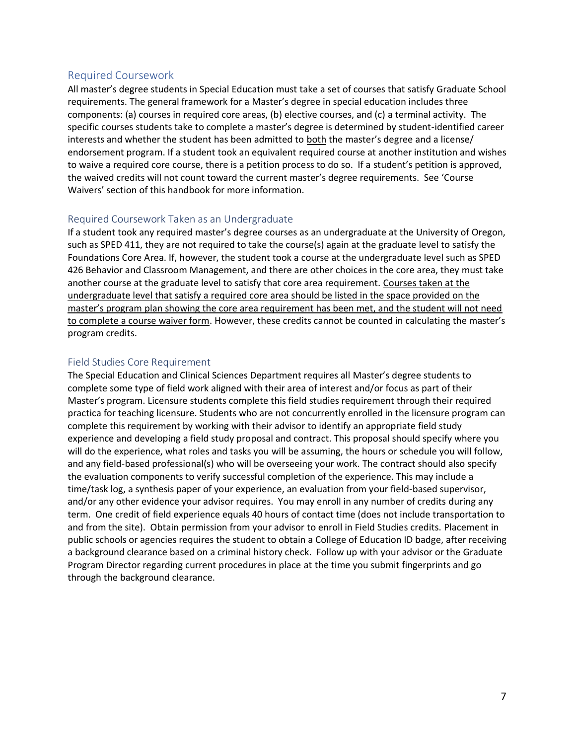## Required Coursework

All master's degree students in Special Education must take a set of courses that satisfy Graduate School requirements. The general framework for a Master's degree in special education includes three components: (a) courses in required core areas, (b) elective courses, and (c) a terminal activity. The specific courses students take to complete a master's degree is determined by student-identified career interests and whether the student has been admitted to both the master's degree and a license/endorsement program. If a student took an equivalent required course at another institution and wishes to waive a required core course, there is a petition process to do so. If a student's petition is approved, the waived credits will not count toward the current master's degree requirements. See 'Course Waivers' section of this handbook for more information.

### Required Coursework Taken as an Undergraduate

If a student took any required master's degree courses as an undergraduate at the University of Oregon, such as SPED 411, they are not required to take the course(s) again at the graduate level to satisfy the Foundations Core Area. If, however, the student took a course at the undergraduate level such as SPED 426 Behavior and Classroom Management, and there are other choices in the core area, they must take another course at the graduate level to satisfy that core area requirement. Courses taken at the undergraduate level that satisfy a required core area should be listed in the space provided on the master's program plan showing the core area requirement has been met, and the student will not need to complete a course waiver form. However, these credits cannot be counted in calculating the master's program credits.

### Field Studies Core Requirement

The Special Education and Clinical Sciences Department requires all Master's degree students to complete some type of field work aligned with their area of interest and/or focus as part of their Master's program. Licensure students complete this field studies requirement through their required practica for teaching licensure. Students who are not concurrently enrolled in the licensure program can complete this requirement by working with their advisor to identify an appropriate field study experience and developing a field study proposal and contract. This proposal should specify where you will do the experience, what roles and tasks you will be assuming, the hours or schedule you will follow, and any field-based professional(s) who will be overseeing your work. The contract should also specify the evaluation components to verify successful completion of the experience. This may include a time/task log, a synthesis paper of your experience, an evaluation from your field-based supervisor, and/or any other evidence your advisor requires. You may enroll in any number of credits during any term. One credit of field experience equals 40 hours of contact time (does not include transportation to and from the site). Obtain permission from your advisor to enroll in Field Studies credits. Placement in public schools or agencies requires the student to obtain a College of Education ID badge, after receiving a background clearance based on a criminal history check. Follow up with your advisor or the Graduate Program Director regarding current procedures in place at the time you submit fingerprints and go through the background clearance.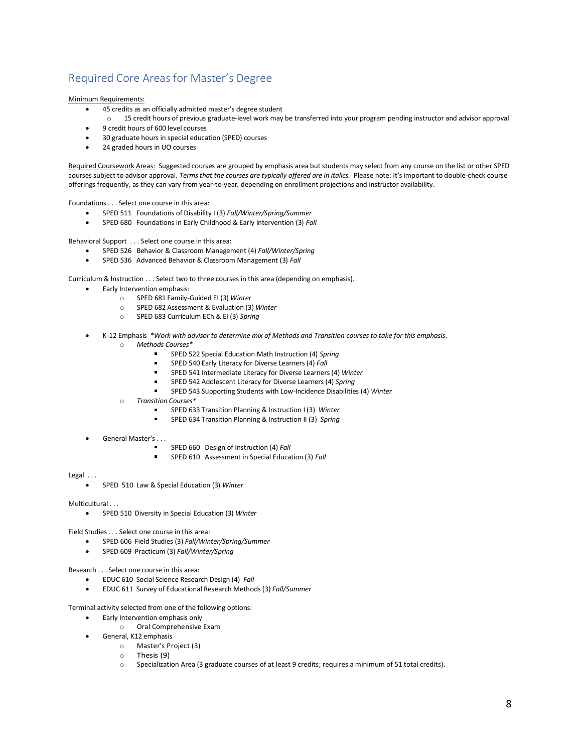## Required Core Areas for Master's Degree

Minimum Requirements:

- 45 credits as an officially admitted master's degree student
  - 15 credit hours of previous graduate-level work may be transferred into your program pending instructor and advisor approval
- 9 credit hours of 600 level courses
- 30 graduate hours in special education (SPED) courses
- 24 graded hours in UO courses

Required Coursework Areas: Suggested courses are grouped by emphasis area but students may select from any course on the list or other SPED courses subject to advisor approval. *Terms that the courses are typically offered are in italics.* Please note: It's important to double-check course offerings frequently, as they can vary from year-to-year, depending on enrollment projections and instructor availability.

Foundations . . . Select one course in this area:

- SPED 511 Foundations of Disability I (3) *Fall/Winter/Spring/Summer*
- SPED 680 Foundations in Early Childhood & Early Intervention (3) *Fall*

Behavioral Support . . . Select one course in this area:

- SPED 526 Behavior & Classroom Management (4) *Fall/Winter/Spring*
- SPED 536 Advanced Behavior & Classroom Management (3) *Fall*

Curriculum & Instruction . . . Select two to three courses in this area (depending on emphasis).

- Early Intervention emphasis:
  - SPED 681 Family-Guided EI (3) *Winter*
  - SPED 682 Assessment & Evaluation (3) *Winter*
  - SPED 683 Curriculum ECh & EI (3) *Spring*
- K-12 Emphasis *\*Work with advisor to determine mix of Methods and Transition courses to take for this emphasis*.
  - *Methods Courses\**
    - SPED 522 Special Education Math Instruction (4) *Spring*
    - SPED 540 Early Literacy for Diverse Learners (4) *Fall*
    - SPED 541 Intermediate Literacy for Diverse Learners (4) *Winter*
    - SPED 542 Adolescent Literacy for Diverse Learners (4) *Spring*
    - SPED 543 Supporting Students with Low-Incidence Disabilities (4) *Winter*
  - *Transition Courses\**
    - SPED 633 Transition Planning & Instruction I (3) *Winter*
    - SPED 634 Transition Planning & Instruction II (3) *Spring*
- General Master's . . .
  - SPED 660 Design of Instruction (4) *Fall*
  - SPED 610 Assessment in Special Education (3) *Fall*

Legal . . .

- SPED 510 Law & Special Education (3) *Winter*

Multicultural . . .

- SPED 510 Diversity in Special Education (3) *Winter*

Field Studies . . . Select one course in this area:

- SPED 606 Field Studies (3) *Fall/Winter/Spring/Summer*
- SPED 609 Practicum (3) *Fall/Winter/Spring*

Research . . . Select one course in this area:

- EDUC 610 Social Science Research Design (4) *Fall*
- EDUC 611 Survey of Educational Research Methods (3) *Fall/Summer*

Terminal activity selected from one of the following options:

- Early Intervention emphasis only
  - Oral Comprehensive Exam
- General, K12 emphasis
  - Master's Project (3)
  - Thesis (9)
  - Specialization Area (3 graduate courses of at least 9 credits; requires a minimum of 51 total credits).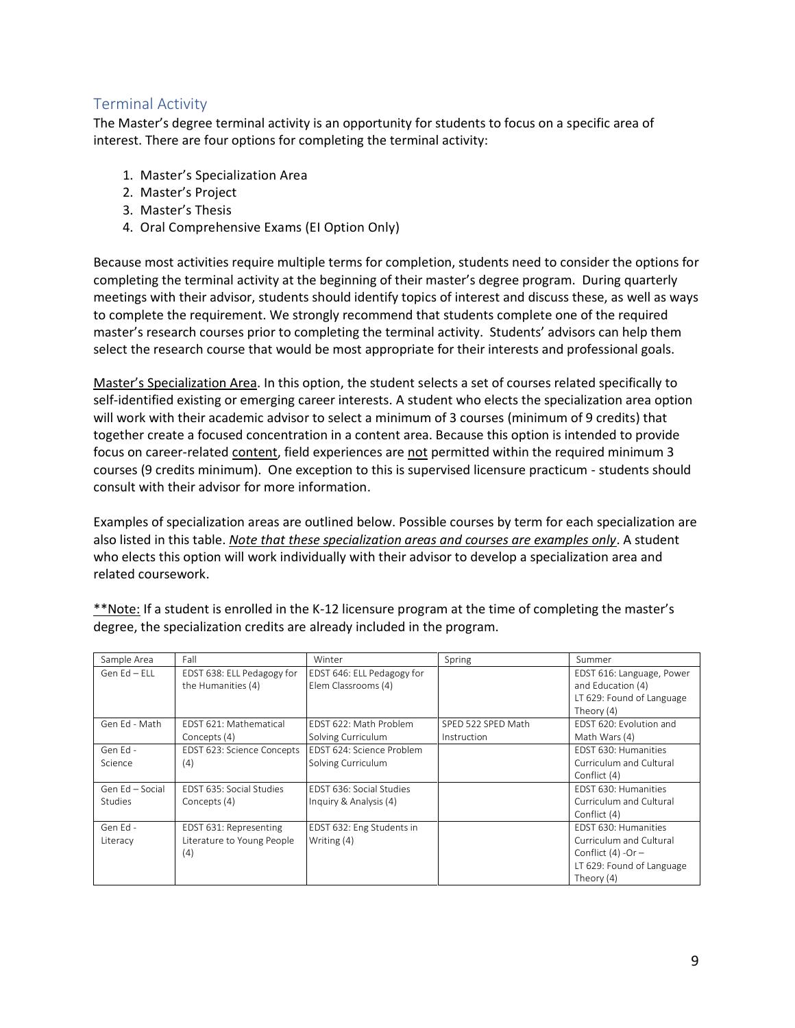## Terminal Activity

The Master's degree terminal activity is an opportunity for students to focus on a specific area of interest. There are four options for completing the terminal activity:

1. Master's Specialization Area
2. Master's Project
3. Master's Thesis
4. Oral Comprehensive Exams (EI Option Only)

Because most activities require multiple terms for completion, students need to consider the options for completing the terminal activity at the beginning of their master's degree program. During quarterly meetings with their advisor, students should identify topics of interest and discuss these, as well as ways to complete the requirement. We strongly recommend that students complete one of the required master's research courses prior to completing the terminal activity. Students' advisors can help them select the research course that would be most appropriate for their interests and professional goals.

Master's Specialization Area. In this option, the student selects a set of courses related specifically to self-identified existing or emerging career interests. A student who elects the specialization area option will work with their academic advisor to select a minimum of 3 courses (minimum of 9 credits) that together create a focused concentration in a content area. Because this option is intended to provide focus on career-related content, field experiences are not permitted within the required minimum 3 courses (9 credits minimum). One exception to this is supervised licensure practicum - students should consult with their advisor for more information.

Examples of specialization areas are outlined below. Possible courses by term for each specialization are also listed in this table. *Note that these specialization areas and courses are examples only*. A student who elects this option will work individually with their advisor to develop a specialization area and related coursework.

**Note: If a student is enrolled in the K-12 licensure program at the time of completing the master's degree, the specialization credits are already included in the program.

| Sample Area | Fall | Winter | Spring | Summer |
|---|---|---|---|---|
| Gen Ed – ELL | EDST 638: ELL Pedagogy for the Humanities (4) | EDST 646: ELL Pedagogy for Elem Classrooms (4) | | EDST 616: Language, Power and Education (4)<br>LT 629: Found of Language Theory (4) |
| Gen Ed - Math | EDST 621: Mathematical Concepts (4) | EDST 622: Math Problem Solving Curriculum | SPED 522 SPED Math Instruction | EDST 620: Evolution and Math Wars (4) |
| Gen Ed - Science | EDST 623: Science Concepts (4) | EDST 624: Science Problem Solving Curriculum | | EDST 630: Humanities Curriculum and Cultural Conflict (4) |
| Gen Ed – Social Studies | EDST 635: Social Studies Concepts (4) | EDST 636: Social Studies Inquiry & Analysis (4) | | EDST 630: Humanities Curriculum and Cultural Conflict (4) |
| Gen Ed - Literacy | EDST 631: Representing Literature to Young People (4) | EDST 632: Eng Students in Writing (4) | | EDST 630: Humanities Curriculum and Cultural Conflict (4) -Or –<br>LT 629: Found of Language Theory (4) |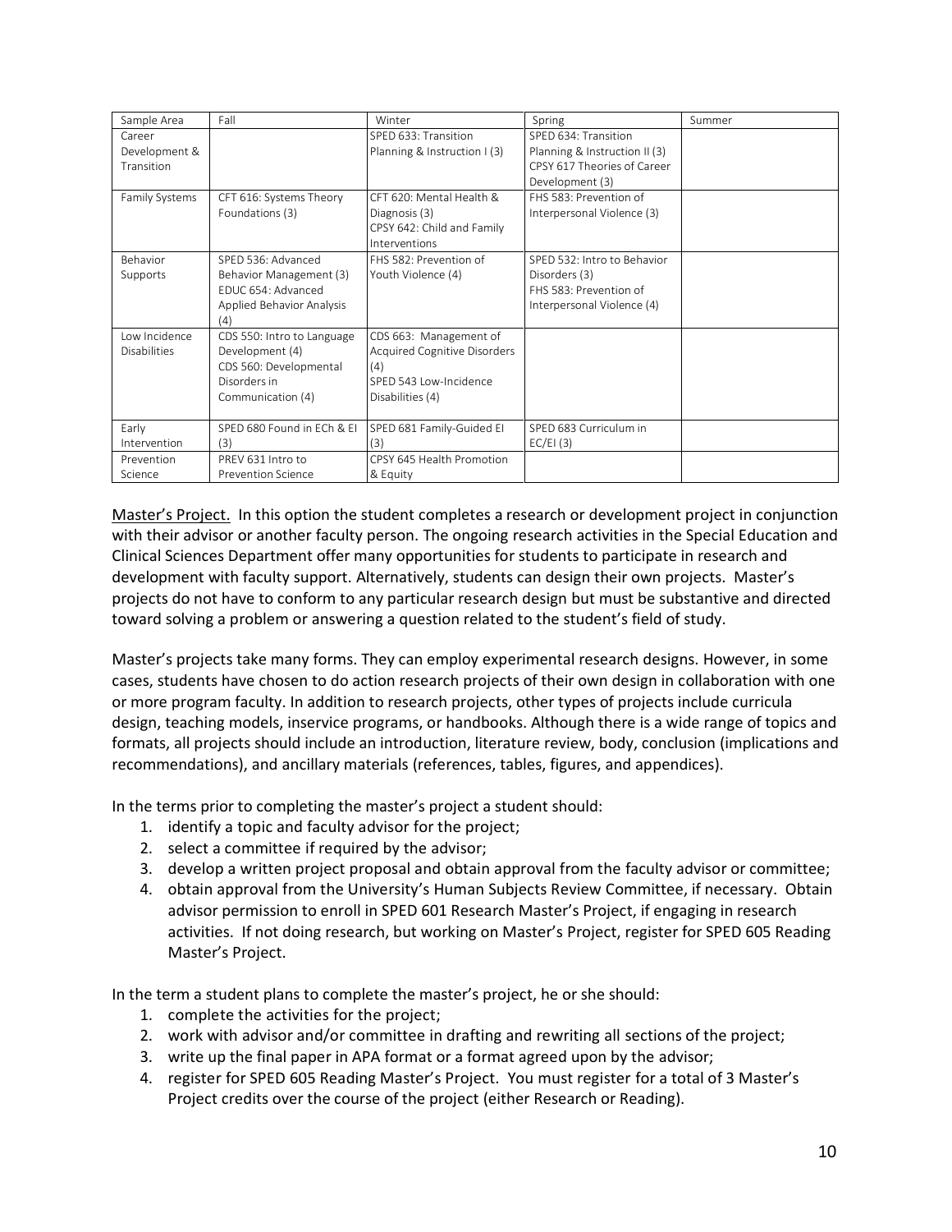| Sample Area | Fall | Winter | Spring | Summer |
|---|---|---|---|---|
| Career Development & Transition | | SPED 633: Transition Planning & Instruction I (3) | SPED 634: Transition Planning & Instruction II (3) CPSY 617 Theories of Career Development (3) | |
| Family Systems | CFT 616: Systems Theory Foundations (3) | CFT 620: Mental Health & Diagnosis (3) CPSY 642: Child and Family Interventions | FHS 583: Prevention of Interpersonal Violence (3) | |
| Behavior Supports | SPED 536: Advanced Behavior Management (3) EDUC 654: Advanced Applied Behavior Analysis (4) | FHS 582: Prevention of Youth Violence (4) | SPED 532: Intro to Behavior Disorders (3) FHS 583: Prevention of Interpersonal Violence (4) | |
| Low Incidence Disabilities | CDS 550: Intro to Language Development (4) CDS 560: Developmental Disorders in Communication (4) | CDS 663: Management of Acquired Cognitive Disorders (4) SPED 543 Low-Incidence Disabilities (4) | | |
| Early Intervention | SPED 680 Found in ECh & EI (3) | SPED 681 Family-Guided EI (3) | SPED 683 Curriculum in EC/EI (3) | |
| Prevention Science | PREV 631 Intro to Prevention Science | CPSY 645 Health Promotion & Equity | | |

<u>Master's Project.</u> In this option the student completes a research or development project in conjunction with their advisor or another faculty person. The ongoing research activities in the Special Education and Clinical Sciences Department offer many opportunities for students to participate in research and development with faculty support. Alternatively, students can design their own projects. Master's projects do not have to conform to any particular research design but must be substantive and directed toward solving a problem or answering a question related to the student's field of study.

Master's projects take many forms. They can employ experimental research designs. However, in some cases, students have chosen to do action research projects of their own design in collaboration with one or more program faculty. In addition to research projects, other types of projects include curricula design, teaching models, inservice programs, or handbooks. Although there is a wide range of topics and formats, all projects should include an introduction, literature review, body, conclusion (implications and recommendations), and ancillary materials (references, tables, figures, and appendices).

In the terms prior to completing the master's project a student should:

1. identify a topic and faculty advisor for the project;
2. select a committee if required by the advisor;
3. develop a written project proposal and obtain approval from the faculty advisor or committee;
4. obtain approval from the University's Human Subjects Review Committee, if necessary. Obtain advisor permission to enroll in SPED 601 Research Master's Project, if engaging in research activities. If not doing research, but working on Master's Project, register for SPED 605 Reading Master's Project.

In the term a student plans to complete the master's project, he or she should:

1. complete the activities for the project;
2. work with advisor and/or committee in drafting and rewriting all sections of the project;
3. write up the final paper in APA format or a format agreed upon by the advisor;
4. register for SPED 605 Reading Master's Project. You must register for a total of 3 Master's Project credits over the course of the project (either Research or Reading).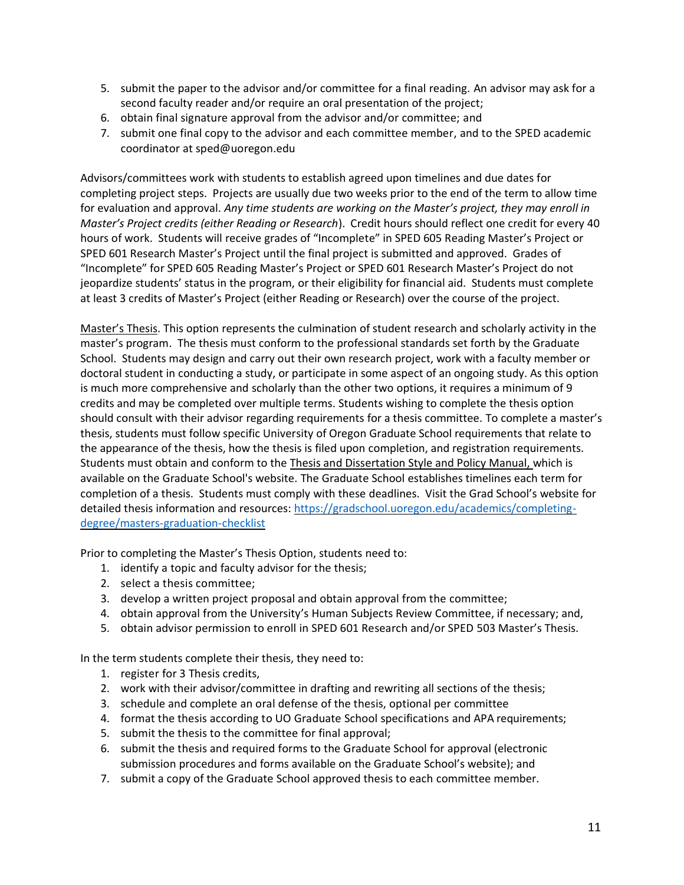5. submit the paper to the advisor and/or committee for a final reading. An advisor may ask for a second faculty reader and/or require an oral presentation of the project;
6. obtain final signature approval from the advisor and/or committee; and
7. submit one final copy to the advisor and each committee member, and to the SPED academic coordinator at sped@uoregon.edu

Advisors/committees work with students to establish agreed upon timelines and due dates for completing project steps. Projects are usually due two weeks prior to the end of the term to allow time for evaluation and approval. *Any time students are working on the Master's project, they may enroll in Master's Project credits (either Reading or Research*). Credit hours should reflect one credit for every 40 hours of work. Students will receive grades of "Incomplete" in SPED 605 Reading Master's Project or SPED 601 Research Master's Project until the final project is submitted and approved. Grades of "Incomplete" for SPED 605 Reading Master's Project or SPED 601 Research Master's Project do not jeopardize students' status in the program, or their eligibility for financial aid. Students must complete at least 3 credits of Master's Project (either Reading or Research) over the course of the project.

<u>Master's Thesis</u>. This option represents the culmination of student research and scholarly activity in the master's program. The thesis must conform to the professional standards set forth by the Graduate School. Students may design and carry out their own research project, work with a faculty member or doctoral student in conducting a study, or participate in some aspect of an ongoing study. As this option is much more comprehensive and scholarly than the other two options, it requires a minimum of 9 credits and may be completed over multiple terms. Students wishing to complete the thesis option should consult with their advisor regarding requirements for a thesis committee. To complete a master's thesis, students must follow specific University of Oregon Graduate School requirements that relate to the appearance of the thesis, how the thesis is filed upon completion, and registration requirements. Students must obtain and conform to the <u>Thesis and Dissertation Style and Policy Manual,</u> which is available on the Graduate School's website. The Graduate School establishes timelines each term for completion of a thesis. Students must comply with these deadlines. Visit the Grad School's website for detailed thesis information and resources: [https://gradschool.uoregon.edu/academics/completing-degree/masters-graduation-checklist](https://gradschool.uoregon.edu/academics/completing-degree/masters-graduation-checklist)

Prior to completing the Master's Thesis Option, students need to:

1. identify a topic and faculty advisor for the thesis;
2. select a thesis committee;
3. develop a written project proposal and obtain approval from the committee;
4. obtain approval from the University's Human Subjects Review Committee, if necessary; and,
5. obtain advisor permission to enroll in SPED 601 Research and/or SPED 503 Master's Thesis.

In the term students complete their thesis, they need to:

1. register for 3 Thesis credits,
2. work with their advisor/committee in drafting and rewriting all sections of the thesis;
3. schedule and complete an oral defense of the thesis, optional per committee
4. format the thesis according to UO Graduate School specifications and APA requirements;
5. submit the thesis to the committee for final approval;
6. submit the thesis and required forms to the Graduate School for approval (electronic submission procedures and forms available on the Graduate School's website); and
7. submit a copy of the Graduate School approved thesis to each committee member.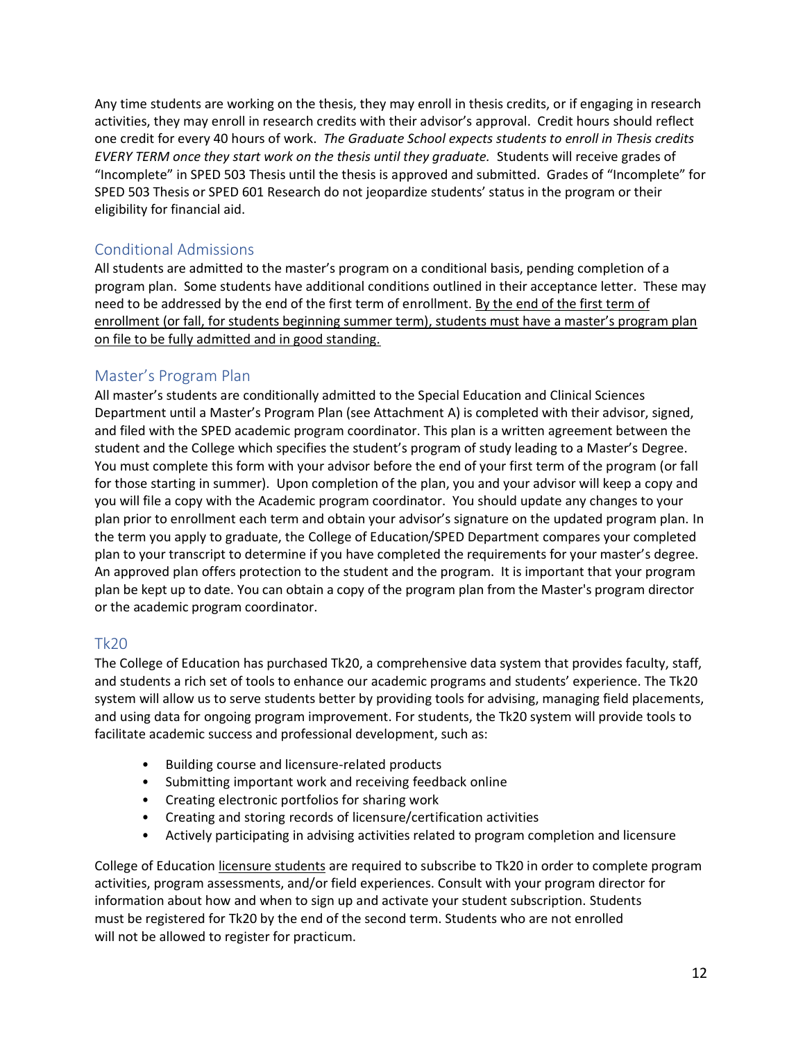Any time students are working on the thesis, they may enroll in thesis credits, or if engaging in research activities, they may enroll in research credits with their advisor's approval. Credit hours should reflect one credit for every 40 hours of work. *The Graduate School expects students to enroll in Thesis credits EVERY TERM once they start work on the thesis until they graduate.* Students will receive grades of "Incomplete" in SPED 503 Thesis until the thesis is approved and submitted. Grades of "Incomplete" for SPED 503 Thesis or SPED 601 Research do not jeopardize students' status in the program or their eligibility for financial aid.

## Conditional Admissions

All students are admitted to the master's program on a conditional basis, pending completion of a program plan. Some students have additional conditions outlined in their acceptance letter. These may need to be addressed by the end of the first term of enrollment. <u>By the end of the first term of enrollment (or fall, for students beginning summer term), students must have a master's program plan on file to be fully admitted and in good standing.</u>

## Master's Program Plan

All master's students are conditionally admitted to the Special Education and Clinical Sciences Department until a Master's Program Plan (see Attachment A) is completed with their advisor, signed, and filed with the SPED academic program coordinator. This plan is a written agreement between the student and the College which specifies the student's program of study leading to a Master's Degree. You must complete this form with your advisor before the end of your first term of the program (or fall for those starting in summer). Upon completion of the plan, you and your advisor will keep a copy and you will file a copy with the Academic program coordinator. You should update any changes to your plan prior to enrollment each term and obtain your advisor's signature on the updated program plan. In the term you apply to graduate, the College of Education/SPED Department compares your completed plan to your transcript to determine if you have completed the requirements for your master's degree. An approved plan offers protection to the student and the program. It is important that your program plan be kept up to date. You can obtain a copy of the program plan from the Master's program director or the academic program coordinator.

## Tk20

The College of Education has purchased Tk20, a comprehensive data system that provides faculty, staff, and students a rich set of tools to enhance our academic programs and students' experience. The Tk20 system will allow us to serve students better by providing tools for advising, managing field placements, and using data for ongoing program improvement. For students, the Tk20 system will provide tools to facilitate academic success and professional development, such as:

- Building course and licensure-related products
- Submitting important work and receiving feedback online
- Creating electronic portfolios for sharing work
- Creating and storing records of licensure/certification activities
- Actively participating in advising activities related to program completion and licensure

College of Education <u>licensure students</u> are required to subscribe to Tk20 in order to complete program activities, program assessments, and/or field experiences. Consult with your program director for information about how and when to sign up and activate your student subscription. Students must be registered for Tk20 by the end of the second term. Students who are not enrolled will not be allowed to register for practicum.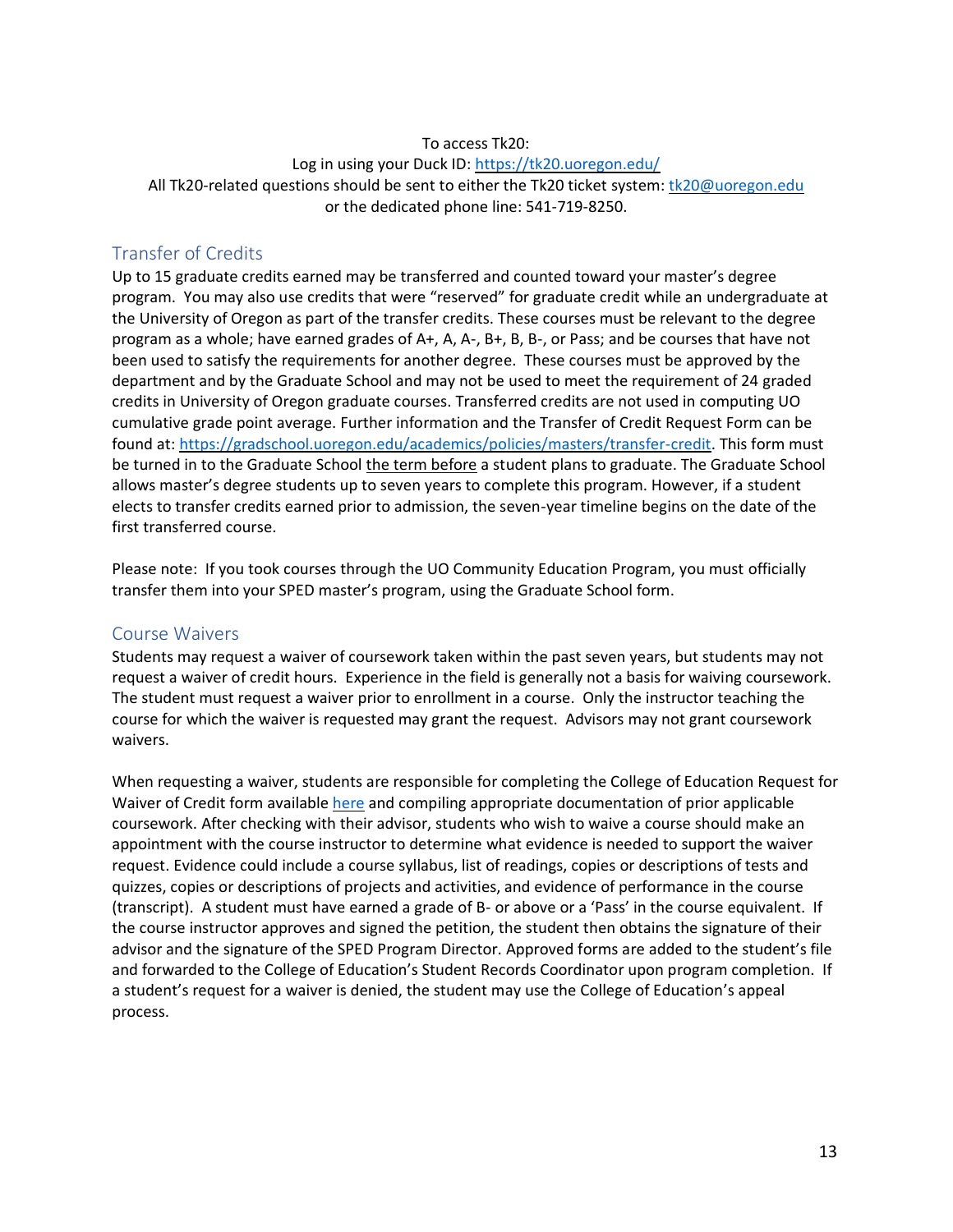To access Tk20:
Log in using your Duck ID: [https://tk20.uoregon.edu/](https://tk20.uoregon.edu/)
All Tk20-related questions should be sent to either the Tk20 ticket system: [tk20@uoregon.edu](mailto:tk20@uoregon.edu)
or the dedicated phone line: 541-719-8250.

## Transfer of Credits

Up to 15 graduate credits earned may be transferred and counted toward your master's degree program. You may also use credits that were "reserved" for graduate credit while an undergraduate at the University of Oregon as part of the transfer credits. These courses must be relevant to the degree program as a whole; have earned grades of A+, A, A-, B+, B, B-, or Pass; and be courses that have not been used to satisfy the requirements for another degree. These courses must be approved by the department and by the Graduate School and may not be used to meet the requirement of 24 graded credits in University of Oregon graduate courses. Transferred credits are not used in computing UO cumulative grade point average. Further information and the Transfer of Credit Request Form can be found at: [https://gradschool.uoregon.edu/academics/policies/masters/transfer-credit](https://gradschool.uoregon.edu/academics/policies/masters/transfer-credit). This form must be turned in to the Graduate School <u>the term before</u> a student plans to graduate. The Graduate School allows master's degree students up to seven years to complete this program. However, if a student elects to transfer credits earned prior to admission, the seven-year timeline begins on the date of the first transferred course.

Please note: If you took courses through the UO Community Education Program, you must officially transfer them into your SPED master's program, using the Graduate School form.

## Course Waivers

Students may request a waiver of coursework taken within the past seven years, but students may not request a waiver of credit hours. Experience in the field is generally not a basis for waiving coursework. The student must request a waiver prior to enrollment in a course. Only the instructor teaching the course for which the waiver is requested may grant the request. Advisors may not grant coursework waivers.

When requesting a waiver, students are responsible for completing the College of Education Request for Waiver of Credit form available [here] and compiling appropriate documentation of prior applicable coursework. After checking with their advisor, students who wish to waive a course should make an appointment with the course instructor to determine what evidence is needed to support the waiver request. Evidence could include a course syllabus, list of readings, copies or descriptions of tests and quizzes, copies or descriptions of projects and activities, and evidence of performance in the course (transcript). A student must have earned a grade of B- or above or a 'Pass' in the course equivalent. If the course instructor approves and signed the petition, the student then obtains the signature of their advisor and the signature of the SPED Program Director. Approved forms are added to the student's file and forwarded to the College of Education's Student Records Coordinator upon program completion. If a student's request for a waiver is denied, the student may use the College of Education's appeal process.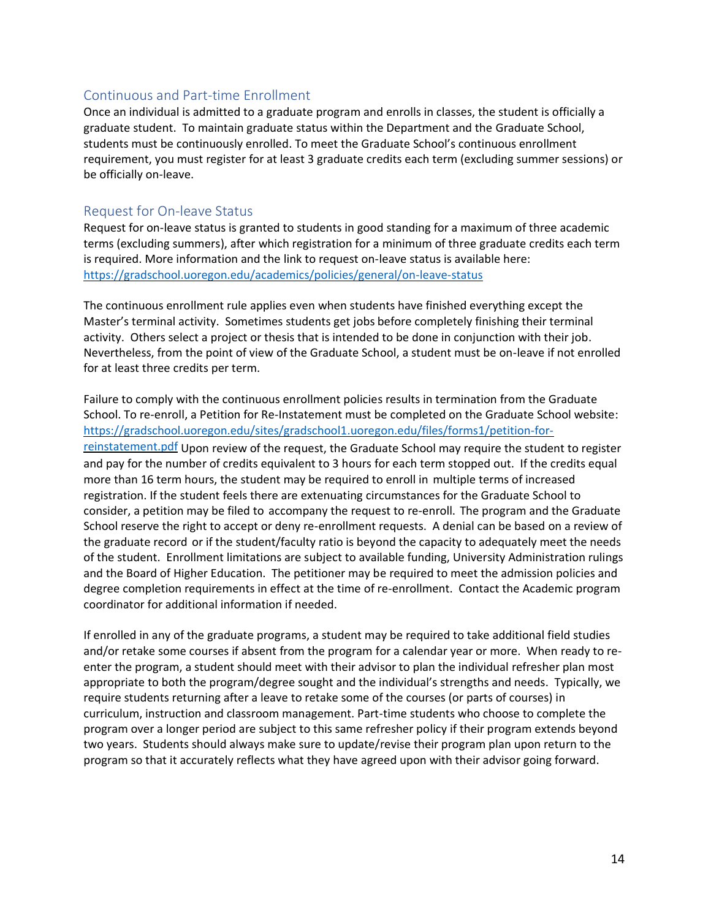## Continuous and Part-time Enrollment

Once an individual is admitted to a graduate program and enrolls in classes, the student is officially a graduate student. To maintain graduate status within the Department and the Graduate School, students must be continuously enrolled. To meet the Graduate School's continuous enrollment requirement, you must register for at least 3 graduate credits each term (excluding summer sessions) or be officially on-leave.

## Request for On-leave Status

Request for on-leave status is granted to students in good standing for a maximum of three academic terms (excluding summers), after which registration for a minimum of three graduate credits each term is required. More information and the link to request on-leave status is available here: https://gradschool.uoregon.edu/academics/policies/general/on-leave-status

The continuous enrollment rule applies even when students have finished everything except the Master's terminal activity. Sometimes students get jobs before completely finishing their terminal activity. Others select a project or thesis that is intended to be done in conjunction with their job. Nevertheless, from the point of view of the Graduate School, a student must be on-leave if not enrolled for at least three credits per term.

Failure to comply with the continuous enrollment policies results in termination from the Graduate School. To re-enroll, a Petition for Re-Instatement must be completed on the Graduate School website: https://gradschool.uoregon.edu/sites/gradschool1.uoregon.edu/files/forms1/petition-for-reinstatement.pdf Upon review of the request, the Graduate School may require the student to register and pay for the number of credits equivalent to 3 hours for each term stopped out. If the credits equal more than 16 term hours, the student may be required to enroll in multiple terms of increased registration. If the student feels there are extenuating circumstances for the Graduate School to consider, a petition may be filed to accompany the request to re-enroll. The program and the Graduate School reserve the right to accept or deny re-enrollment requests. A denial can be based on a review of the graduate record or if the student/faculty ratio is beyond the capacity to adequately meet the needs of the student. Enrollment limitations are subject to available funding, University Administration rulings and the Board of Higher Education. The petitioner may be required to meet the admission policies and degree completion requirements in effect at the time of re-enrollment. Contact the Academic program coordinator for additional information if needed.

If enrolled in any of the graduate programs, a student may be required to take additional field studies and/or retake some courses if absent from the program for a calendar year or more. When ready to re-enter the program, a student should meet with their advisor to plan the individual refresher plan most appropriate to both the program/degree sought and the individual's strengths and needs. Typically, we require students returning after a leave to retake some of the courses (or parts of courses) in curriculum, instruction and classroom management. Part-time students who choose to complete the program over a longer period are subject to this same refresher policy if their program extends beyond two years. Students should always make sure to update/revise their program plan upon return to the program so that it accurately reflects what they have agreed upon with their advisor going forward.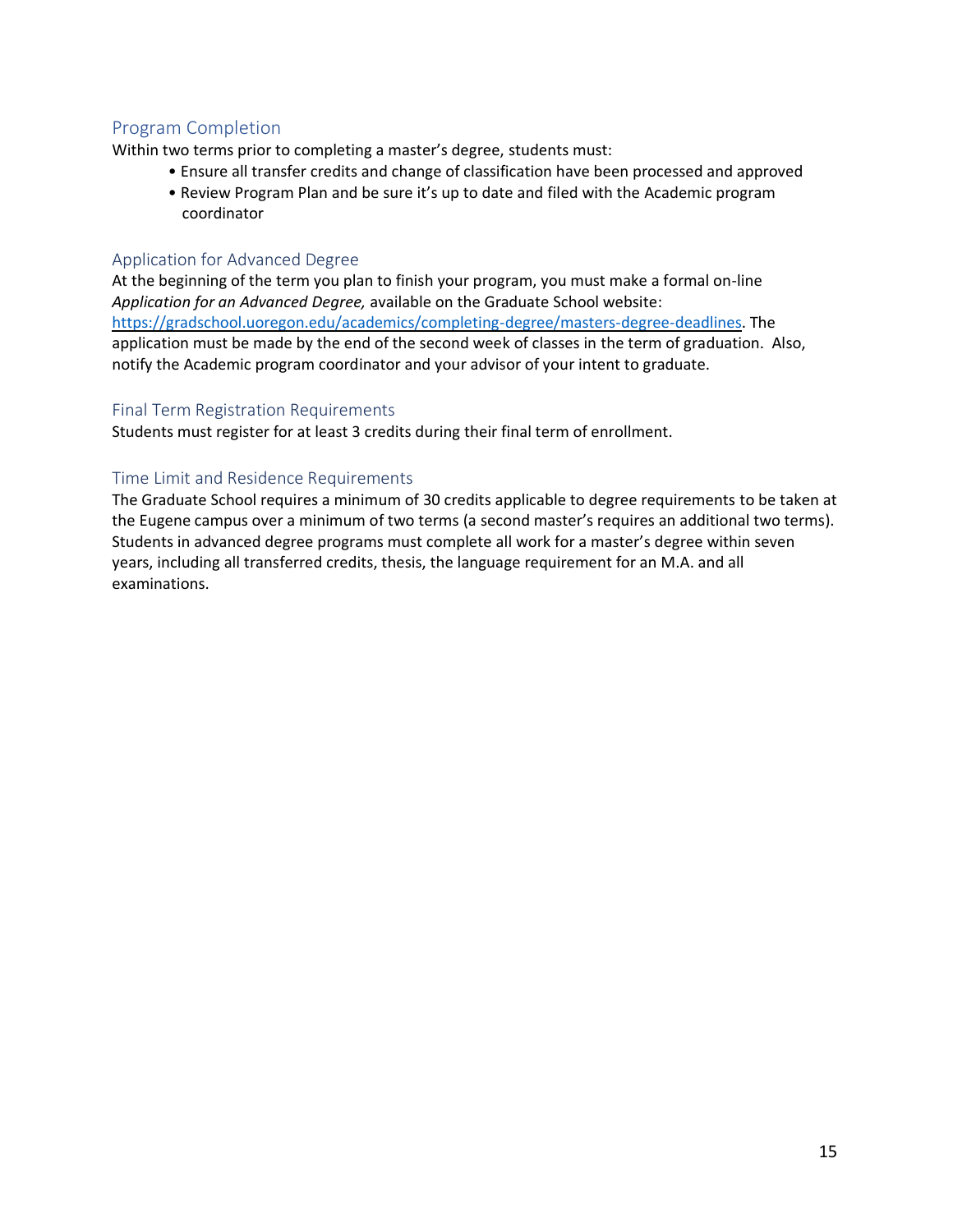## Program Completion

Within two terms prior to completing a master's degree, students must:

- Ensure all transfer credits and change of classification have been processed and approved
- Review Program Plan and be sure it's up to date and filed with the Academic program coordinator

### Application for Advanced Degree

At the beginning of the term you plan to finish your program, you must make a formal on-line *Application for an Advanced Degree,* available on the Graduate School website: [https://gradschool.uoregon.edu/academics/completing-degree/masters-degree-deadlines](https://gradschool.uoregon.edu/academics/completing-degree/masters-degree-deadlines). The application must be made by the end of the second week of classes in the term of graduation. Also, notify the Academic program coordinator and your advisor of your intent to graduate.

### Final Term Registration Requirements

Students must register for at least 3 credits during their final term of enrollment.

### Time Limit and Residence Requirements

The Graduate School requires a minimum of 30 credits applicable to degree requirements to be taken at the Eugene campus over a minimum of two terms (a second master's requires an additional two terms). Students in advanced degree programs must complete all work for a master's degree within seven years, including all transferred credits, thesis, the language requirement for an M.A. and all examinations.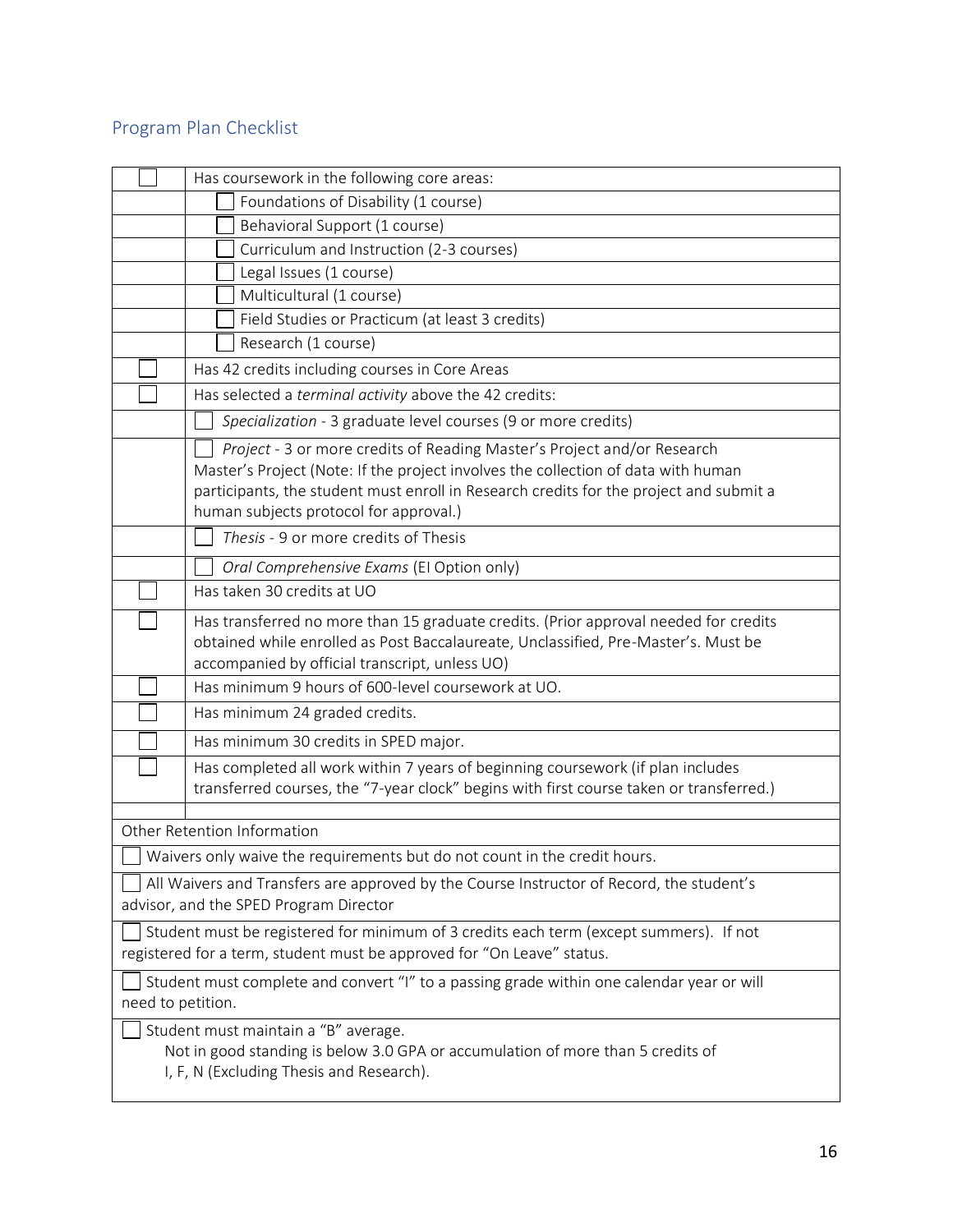## Program Plan Checklist

| | |
|---|---|
| ☐ | Has coursework in the following core areas: |
| | ☐ Foundations of Disability (1 course) |
| | ☐ Behavioral Support (1 course) |
| | ☐ Curriculum and Instruction (2-3 courses) |
| | ☐ Legal Issues (1 course) |
| | ☐ Multicultural (1 course) |
| | ☐ Field Studies or Practicum (at least 3 credits) |
| | ☐ Research (1 course) |
| ☐ | Has 42 credits including courses in Core Areas |
| ☐ | Has selected a *terminal activity* above the 42 credits: |
| | ☐ *Specialization* - 3 graduate level courses (9 or more credits) |
| | ☐ *Project* - 3 or more credits of Reading Master's Project and/or Research Master's Project (Note: If the project involves the collection of data with human participants, the student must enroll in Research credits for the project and submit a human subjects protocol for approval.) |
| | ☐ *Thesis* - 9 or more credits of Thesis |
| | ☐ *Oral Comprehensive Exams* (EI Option only) |
| ☐ | Has taken 30 credits at UO |
| ☐ | Has transferred no more than 15 graduate credits. (Prior approval needed for credits obtained while enrolled as Post Baccalaureate, Unclassified, Pre-Master's. Must be accompanied by official transcript, unless UO) |
| ☐ | Has minimum 9 hours of 600-level coursework at UO. |
| ☐ | Has minimum 24 graded credits. |
| ☐ | Has minimum 30 credits in SPED major. |
| ☐ | Has completed all work within 7 years of beginning coursework (if plan includes transferred courses, the "7-year clock" begins with first course taken or transferred.) |
| | |

| Other Retention Information |
|---|
| ☐ Waivers only waive the requirements but do not count in the credit hours. |
| ☐ All Waivers and Transfers are approved by the Course Instructor of Record, the student's advisor, and the SPED Program Director |
| ☐ Student must be registered for minimum of 3 credits each term (except summers). If not registered for a term, student must be approved for "On Leave" status. |
| ☐ Student must complete and convert "I" to a passing grade within one calendar year or will need to petition. |
| ☐ Student must maintain a "B" average. Not in good standing is below 3.0 GPA or accumulation of more than 5 credits of I, F, N (Excluding Thesis and Research). |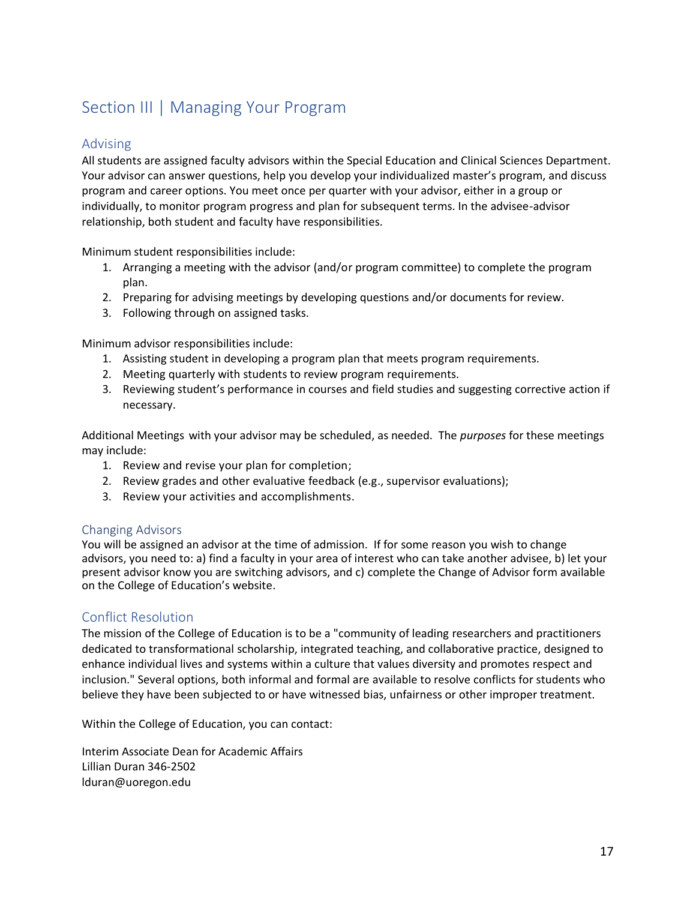# Section III | Managing Your Program

## Advising

All students are assigned faculty advisors within the Special Education and Clinical Sciences Department. Your advisor can answer questions, help you develop your individualized master's program, and discuss program and career options. You meet once per quarter with your advisor, either in a group or individually, to monitor program progress and plan for subsequent terms. In the advisee-advisor relationship, both student and faculty have responsibilities.

Minimum student responsibilities include:

1. Arranging a meeting with the advisor (and/or program committee) to complete the program plan.
2. Preparing for advising meetings by developing questions and/or documents for review.
3. Following through on assigned tasks.

Minimum advisor responsibilities include:

1. Assisting student in developing a program plan that meets program requirements.
2. Meeting quarterly with students to review program requirements.
3. Reviewing student's performance in courses and field studies and suggesting corrective action if necessary.

Additional Meetings with your advisor may be scheduled, as needed. The *purposes* for these meetings may include:

1. Review and revise your plan for completion;
2. Review grades and other evaluative feedback (e.g., supervisor evaluations);
3. Review your activities and accomplishments.

### Changing Advisors

You will be assigned an advisor at the time of admission. If for some reason you wish to change advisors, you need to: a) find a faculty in your area of interest who can take another advisee, b) let your present advisor know you are switching advisors, and c) complete the Change of Advisor form available on the College of Education's website.

## Conflict Resolution

The mission of the College of Education is to be a "community of leading researchers and practitioners dedicated to transformational scholarship, integrated teaching, and collaborative practice, designed to enhance individual lives and systems within a culture that values diversity and promotes respect and inclusion." Several options, both informal and formal are available to resolve conflicts for students who believe they have been subjected to or have witnessed bias, unfairness or other improper treatment.

Within the College of Education, you can contact:

Interim Associate Dean for Academic Affairs
Lillian Duran 346-2502
lduran@uoregon.edu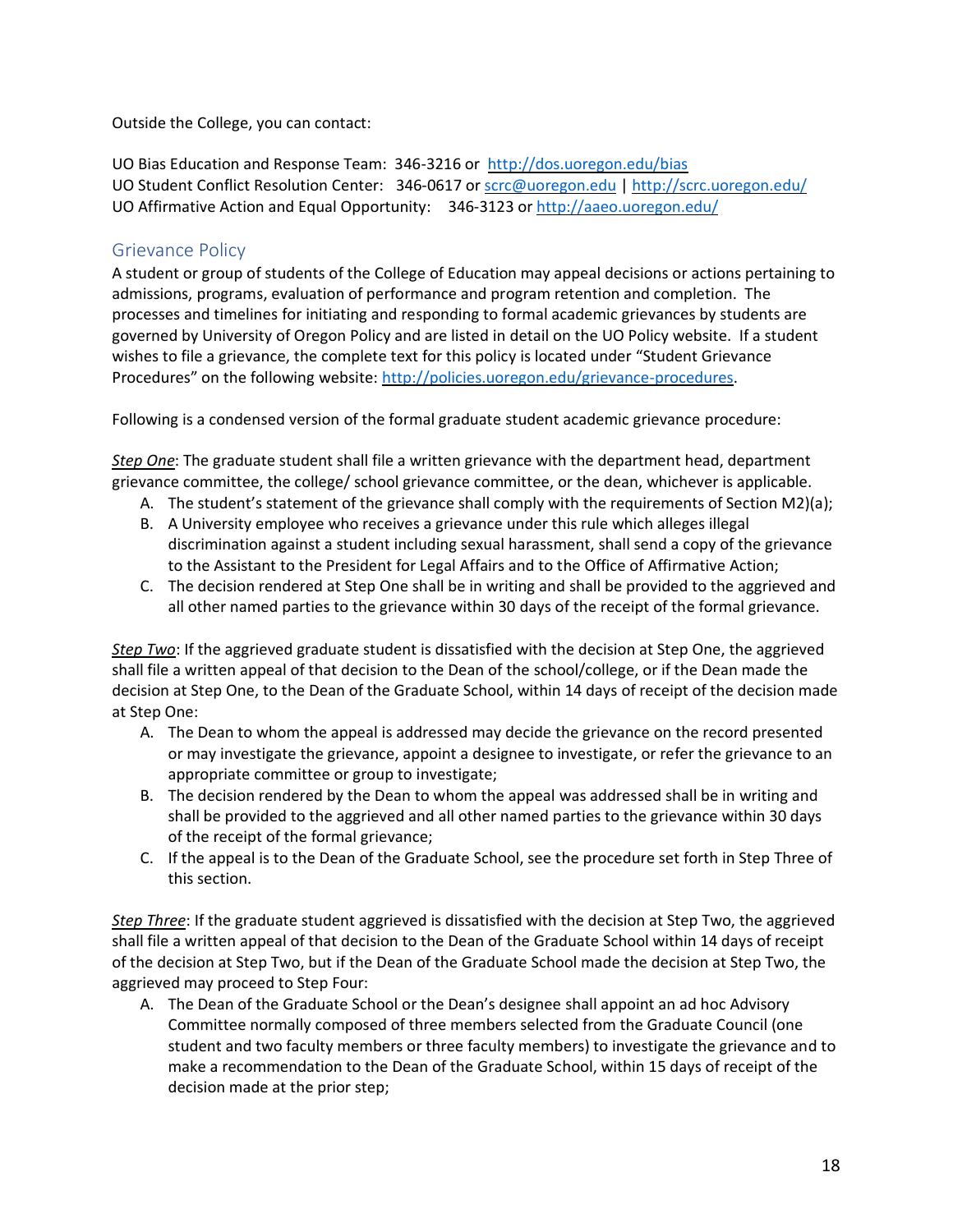Outside the College, you can contact:

UO Bias Education and Response Team: 346-3216 or http://dos.uoregon.edu/bias
UO Student Conflict Resolution Center: 346-0617 or scrc@uoregon.edu | http://scrc.uoregon.edu/
UO Affirmative Action and Equal Opportunity: 346-3123 or http://aaeo.uoregon.edu/

## Grievance Policy

A student or group of students of the College of Education may appeal decisions or actions pertaining to admissions, programs, evaluation of performance and program retention and completion. The processes and timelines for initiating and responding to formal academic grievances by students are governed by University of Oregon Policy and are listed in detail on the UO Policy website. If a student wishes to file a grievance, the complete text for this policy is located under "Student Grievance Procedures" on the following website: http://policies.uoregon.edu/grievance-procedures.

Following is a condensed version of the formal graduate student academic grievance procedure:

*Step One*: The graduate student shall file a written grievance with the department head, department grievance committee, the college/ school grievance committee, or the dean, whichever is applicable.

A. The student's statement of the grievance shall comply with the requirements of Section M2)(a);
B. A University employee who receives a grievance under this rule which alleges illegal discrimination against a student including sexual harassment, shall send a copy of the grievance to the Assistant to the President for Legal Affairs and to the Office of Affirmative Action;
C. The decision rendered at Step One shall be in writing and shall be provided to the aggrieved and all other named parties to the grievance within 30 days of the receipt of the formal grievance.

*Step Two*: If the aggrieved graduate student is dissatisfied with the decision at Step One, the aggrieved shall file a written appeal of that decision to the Dean of the school/college, or if the Dean made the decision at Step One, to the Dean of the Graduate School, within 14 days of receipt of the decision made at Step One:

A. The Dean to whom the appeal is addressed may decide the grievance on the record presented or may investigate the grievance, appoint a designee to investigate, or refer the grievance to an appropriate committee or group to investigate;
B. The decision rendered by the Dean to whom the appeal was addressed shall be in writing and shall be provided to the aggrieved and all other named parties to the grievance within 30 days of the receipt of the formal grievance;
C. If the appeal is to the Dean of the Graduate School, see the procedure set forth in Step Three of this section.

*Step Three*: If the graduate student aggrieved is dissatisfied with the decision at Step Two, the aggrieved shall file a written appeal of that decision to the Dean of the Graduate School within 14 days of receipt of the decision at Step Two, but if the Dean of the Graduate School made the decision at Step Two, the aggrieved may proceed to Step Four:

A. The Dean of the Graduate School or the Dean's designee shall appoint an ad hoc Advisory Committee normally composed of three members selected from the Graduate Council (one student and two faculty members or three faculty members) to investigate the grievance and to make a recommendation to the Dean of the Graduate School, within 15 days of receipt of the decision made at the prior step;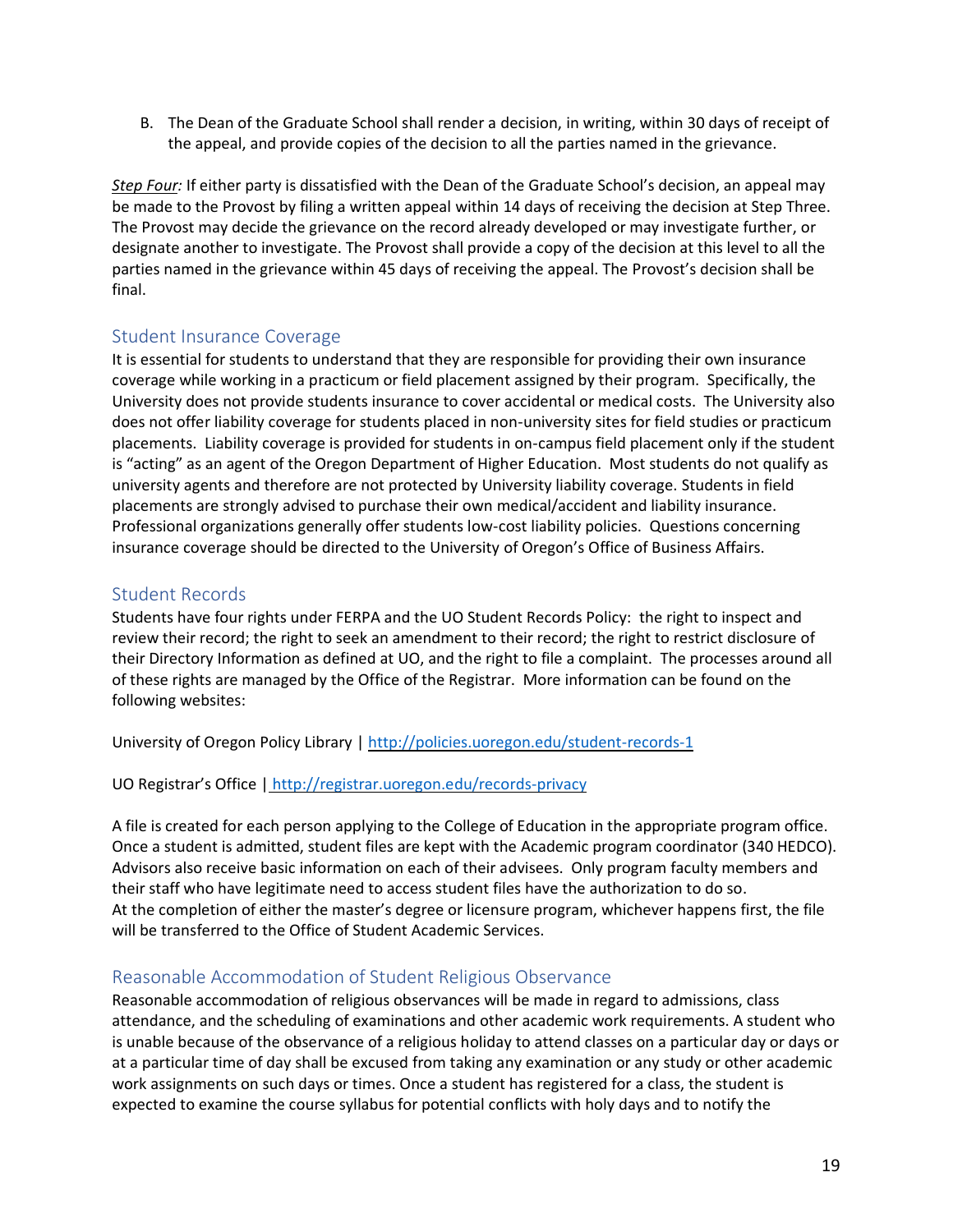B. The Dean of the Graduate School shall render a decision, in writing, within 30 days of receipt of the appeal, and provide copies of the decision to all the parties named in the grievance.

*Step Four:* If either party is dissatisfied with the Dean of the Graduate School's decision, an appeal may be made to the Provost by filing a written appeal within 14 days of receiving the decision at Step Three. The Provost may decide the grievance on the record already developed or may investigate further, or designate another to investigate. The Provost shall provide a copy of the decision at this level to all the parties named in the grievance within 45 days of receiving the appeal. The Provost's decision shall be final.

## Student Insurance Coverage

It is essential for students to understand that they are responsible for providing their own insurance coverage while working in a practicum or field placement assigned by their program. Specifically, the University does not provide students insurance to cover accidental or medical costs. The University also does not offer liability coverage for students placed in non-university sites for field studies or practicum placements. Liability coverage is provided for students in on-campus field placement only if the student is "acting" as an agent of the Oregon Department of Higher Education. Most students do not qualify as university agents and therefore are not protected by University liability coverage. Students in field placements are strongly advised to purchase their own medical/accident and liability insurance. Professional organizations generally offer students low-cost liability policies. Questions concerning insurance coverage should be directed to the University of Oregon's Office of Business Affairs.

## Student Records

Students have four rights under FERPA and the UO Student Records Policy: the right to inspect and review their record; the right to seek an amendment to their record; the right to restrict disclosure of their Directory Information as defined at UO, and the right to file a complaint. The processes around all of these rights are managed by the Office of the Registrar. More information can be found on the following websites:

University of Oregon Policy Library | http://policies.uoregon.edu/student-records-1

UO Registrar's Office | http://registrar.uoregon.edu/records-privacy

A file is created for each person applying to the College of Education in the appropriate program office. Once a student is admitted, student files are kept with the Academic program coordinator (340 HEDCO). Advisors also receive basic information on each of their advisees. Only program faculty members and their staff who have legitimate need to access student files have the authorization to do so.
At the completion of either the master's degree or licensure program, whichever happens first, the file will be transferred to the Office of Student Academic Services.

## Reasonable Accommodation of Student Religious Observance

Reasonable accommodation of religious observances will be made in regard to admissions, class attendance, and the scheduling of examinations and other academic work requirements. A student who is unable because of the observance of a religious holiday to attend classes on a particular day or days or at a particular time of day shall be excused from taking any examination or any study or other academic work assignments on such days or times. Once a student has registered for a class, the student is expected to examine the course syllabus for potential conflicts with holy days and to notify the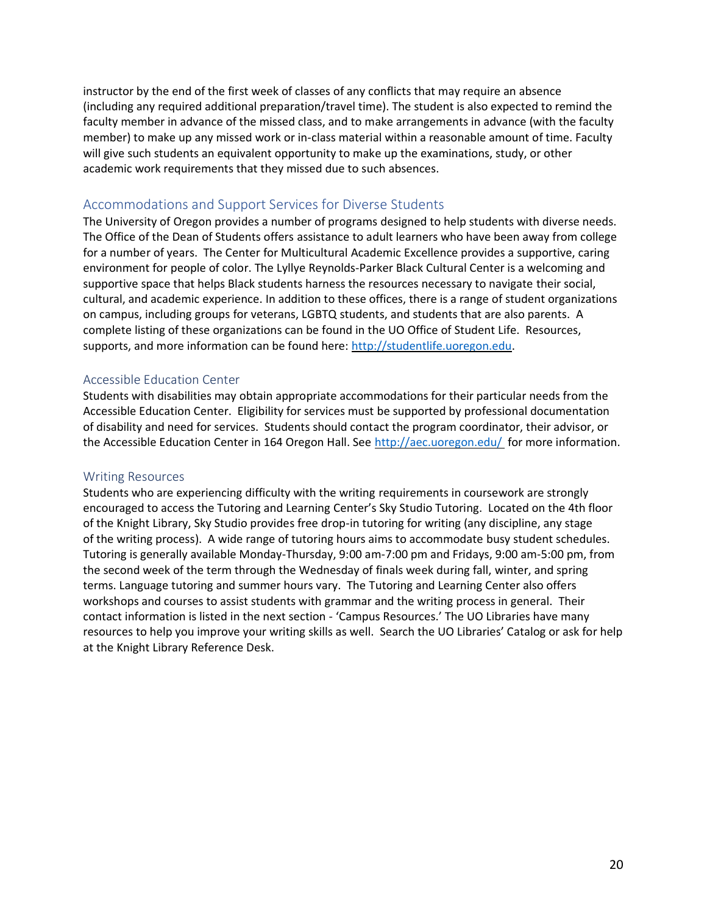instructor by the end of the first week of classes of any conflicts that may require an absence (including any required additional preparation/travel time). The student is also expected to remind the faculty member in advance of the missed class, and to make arrangements in advance (with the faculty member) to make up any missed work or in-class material within a reasonable amount of time. Faculty will give such students an equivalent opportunity to make up the examinations, study, or other academic work requirements that they missed due to such absences.

## Accommodations and Support Services for Diverse Students

The University of Oregon provides a number of programs designed to help students with diverse needs. The Office of the Dean of Students offers assistance to adult learners who have been away from college for a number of years. The Center for Multicultural Academic Excellence provides a supportive, caring environment for people of color. The Lyllye Reynolds-Parker Black Cultural Center is a welcoming and supportive space that helps Black students harness the resources necessary to navigate their social, cultural, and academic experience. In addition to these offices, there is a range of student organizations on campus, including groups for veterans, LGBTQ students, and students that are also parents. A complete listing of these organizations can be found in the UO Office of Student Life. Resources, supports, and more information can be found here: [http://studentlife.uoregon.edu](http://studentlife.uoregon.edu).

## Accessible Education Center

Students with disabilities may obtain appropriate accommodations for their particular needs from the Accessible Education Center. Eligibility for services must be supported by professional documentation of disability and need for services. Students should contact the program coordinator, their advisor, or the Accessible Education Center in 164 Oregon Hall. See [http://aec.uoregon.edu/](http://aec.uoregon.edu/) for more information.

## Writing Resources

Students who are experiencing difficulty with the writing requirements in coursework are strongly encouraged to access the Tutoring and Learning Center's Sky Studio Tutoring. Located on the 4th floor of the Knight Library, Sky Studio provides free drop-in tutoring for writing (any discipline, any stage of the writing process). A wide range of tutoring hours aims to accommodate busy student schedules. Tutoring is generally available Monday-Thursday, 9:00 am-7:00 pm and Fridays, 9:00 am-5:00 pm, from the second week of the term through the Wednesday of finals week during fall, winter, and spring terms. Language tutoring and summer hours vary. The Tutoring and Learning Center also offers workshops and courses to assist students with grammar and the writing process in general. Their contact information is listed in the next section - 'Campus Resources.' The UO Libraries have many resources to help you improve your writing skills as well. Search the UO Libraries' Catalog or ask for help at the Knight Library Reference Desk.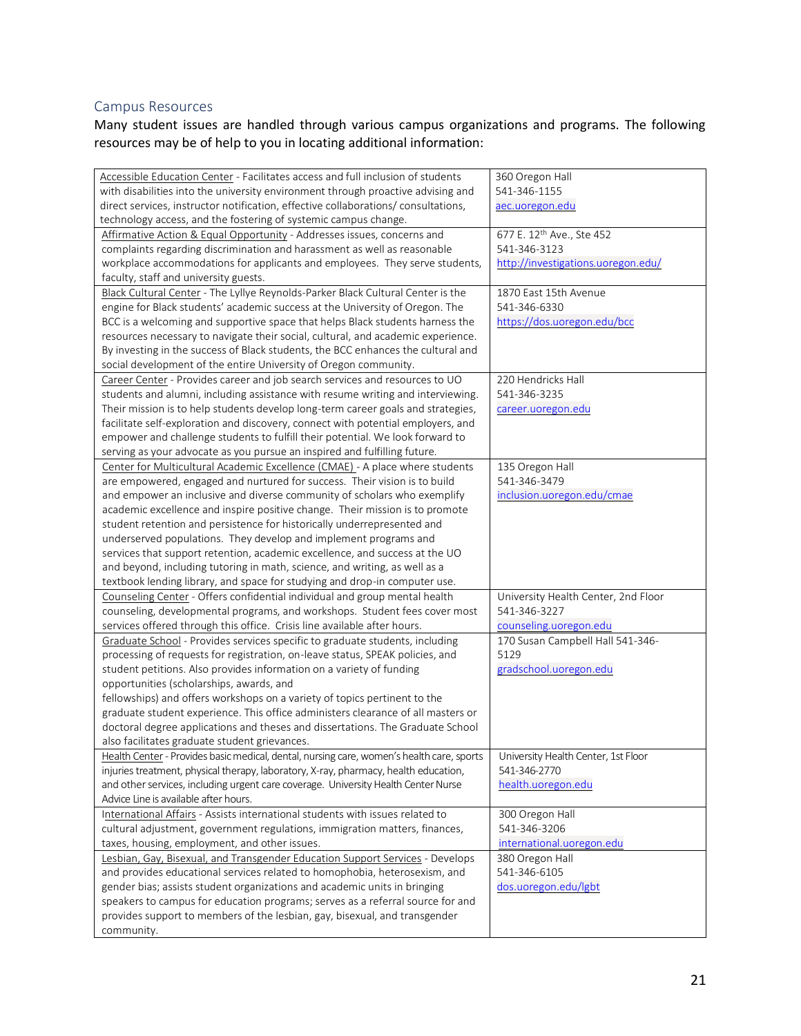## Campus Resources

Many student issues are handled through various campus organizations and programs. The following resources may be of help to you in locating additional information:

| Resource | Contact |
|---|---|
| Accessible Education Center - Facilitates access and full inclusion of students with disabilities into the university environment through proactive advising and direct services, instructor notification, effective collaborations/ consultations, technology access, and the fostering of systemic campus change. | 360 Oregon Hall<br>541-346-1155<br>aec.uoregon.edu |
| Affirmative Action & Equal Opportunity - Addresses issues, concerns and complaints regarding discrimination and harassment as well as reasonable workplace accommodations for applicants and employees. They serve students, faculty, staff and university guests. | 677 E. 12th Ave., Ste 452<br>541-346-3123<br>http://investigations.uoregon.edu/ |
| Black Cultural Center - The Lyllye Reynolds-Parker Black Cultural Center is the engine for Black students' academic success at the University of Oregon. The BCC is a welcoming and supportive space that helps Black students harness the resources necessary to navigate their social, cultural, and academic experience. By investing in the success of Black students, the BCC enhances the cultural and social development of the entire University of Oregon community. | 1870 East 15th Avenue<br>541-346-6330<br>https://dos.uoregon.edu/bcc |
| Career Center - Provides career and job search services and resources to UO students and alumni, including assistance with resume writing and interviewing. Their mission is to help students develop long-term career goals and strategies, facilitate self-exploration and discovery, connect with potential employers, and empower and challenge students to fulfill their potential. We look forward to serving as your advocate as you pursue an inspired and fulfilling future. | 220 Hendricks Hall<br>541-346-3235<br>career.uoregon.edu |
| Center for Multicultural Academic Excellence (CMAE) - A place where students are empowered, engaged and nurtured for success. Their vision is to build and empower an inclusive and diverse community of scholars who exemplify academic excellence and inspire positive change. Their mission is to promote student retention and persistence for historically underrepresented and underserved populations. They develop and implement programs and services that support retention, academic excellence, and success at the UO and beyond, including tutoring in math, science, and writing, as well as a textbook lending library, and space for studying and drop-in computer use. | 135 Oregon Hall<br>541-346-3479<br>inclusion.uoregon.edu/cmae |
| Counseling Center - Offers confidential individual and group mental health counseling, developmental programs, and workshops. Student fees cover most services offered through this office. Crisis line available after hours. | University Health Center, 2nd Floor<br>541-346-3227<br>counseling.uoregon.edu |
| Graduate School - Provides services specific to graduate students, including processing of requests for registration, on-leave status, SPEAK policies, and student petitions. Also provides information on a variety of funding opportunities (scholarships, awards, and fellowships) and offers workshops on a variety of topics pertinent to the graduate student experience. This office administers clearance of all masters or doctoral degree applications and theses and dissertations. The Graduate School also facilitates graduate student grievances. | 170 Susan Campbell Hall 541-346-5129<br>gradschool.uoregon.edu |
| Health Center - Provides basic medical, dental, nursing care, women's health care, sports injuries treatment, physical therapy, laboratory, X-ray, pharmacy, health education, and other services, including urgent care coverage. University Health Center Nurse Advice Line is available after hours. | University Health Center, 1st Floor<br>541-346-2770<br>health.uoregon.edu |
| International Affairs - Assists international students with issues related to cultural adjustment, government regulations, immigration matters, finances, taxes, housing, employment, and other issues. | 300 Oregon Hall<br>541-346-3206<br>international.uoregon.edu |
| Lesbian, Gay, Bisexual, and Transgender Education Support Services - Develops and provides educational services related to homophobia, heterosexism, and gender bias; assists student organizations and academic units in bringing speakers to campus for education programs; serves as a referral source for and provides support to members of the lesbian, gay, bisexual, and transgender community. | 380 Oregon Hall<br>541-346-6105<br>dos.uoregon.edu/lgbt |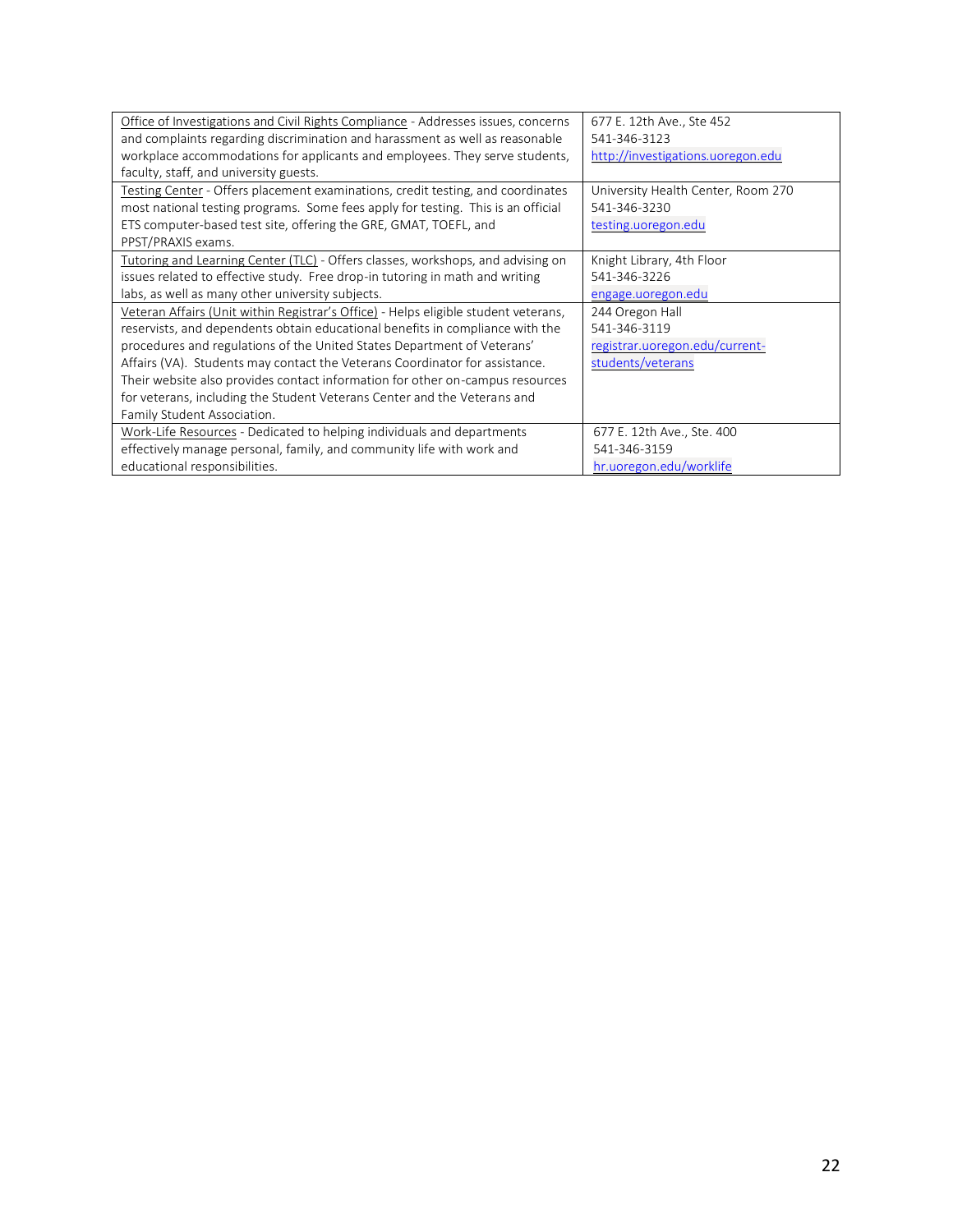| | |
|---|---|
| Office of Investigations and Civil Rights Compliance - Addresses issues, concerns and complaints regarding discrimination and harassment as well as reasonable workplace accommodations for applicants and employees. They serve students, faculty, staff, and university guests. | 677 E. 12th Ave., Ste 452<br>541-346-3123<br>http://investigations.uoregon.edu |
| Testing Center - Offers placement examinations, credit testing, and coordinates most national testing programs. Some fees apply for testing. This is an official ETS computer-based test site, offering the GRE, GMAT, TOEFL, and PPST/PRAXIS exams. | University Health Center, Room 270<br>541-346-3230<br>testing.uoregon.edu |
| Tutoring and Learning Center (TLC) - Offers classes, workshops, and advising on issues related to effective study. Free drop-in tutoring in math and writing labs, as well as many other university subjects. | Knight Library, 4th Floor<br>541-346-3226<br>engage.uoregon.edu |
| Veteran Affairs (Unit within Registrar's Office) - Helps eligible student veterans, reservists, and dependents obtain educational benefits in compliance with the procedures and regulations of the United States Department of Veterans' Affairs (VA). Students may contact the Veterans Coordinator for assistance. Their website also provides contact information for other on-campus resources for veterans, including the Student Veterans Center and the Veterans and Family Student Association. | 244 Oregon Hall<br>541-346-3119<br>registrar.uoregon.edu/current-students/veterans |
| Work-Life Resources - Dedicated to helping individuals and departments effectively manage personal, family, and community life with work and educational responsibilities. | 677 E. 12th Ave., Ste. 400<br>541-346-3159<br>hr.uoregon.edu/worklife |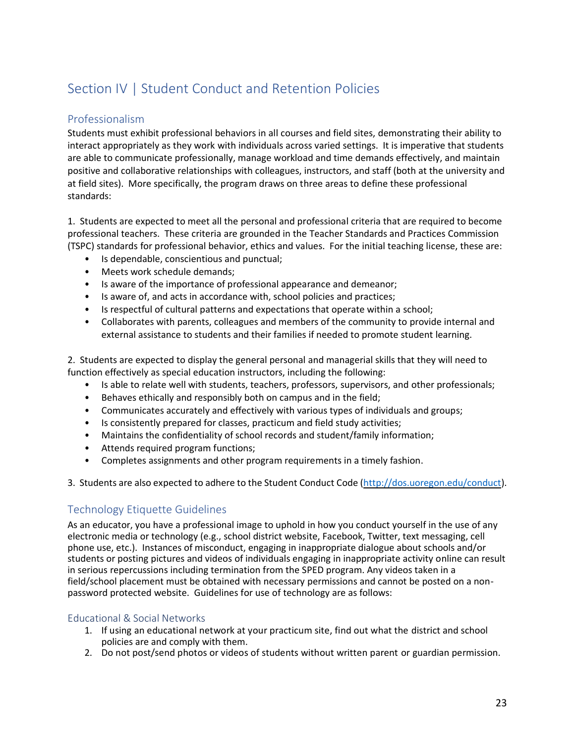# Section IV | Student Conduct and Retention Policies

## Professionalism

Students must exhibit professional behaviors in all courses and field sites, demonstrating their ability to interact appropriately as they work with individuals across varied settings. It is imperative that students are able to communicate professionally, manage workload and time demands effectively, and maintain positive and collaborative relationships with colleagues, instructors, and staff (both at the university and at field sites). More specifically, the program draws on three areas to define these professional standards:

1. Students are expected to meet all the personal and professional criteria that are required to become professional teachers. These criteria are grounded in the Teacher Standards and Practices Commission (TSPC) standards for professional behavior, ethics and values. For the initial teaching license, these are:

- Is dependable, conscientious and punctual;
- Meets work schedule demands;
- Is aware of the importance of professional appearance and demeanor;
- Is aware of, and acts in accordance with, school policies and practices;
- Is respectful of cultural patterns and expectations that operate within a school;
- Collaborates with parents, colleagues and members of the community to provide internal and external assistance to students and their families if needed to promote student learning.

2. Students are expected to display the general personal and managerial skills that they will need to function effectively as special education instructors, including the following:

- Is able to relate well with students, teachers, professors, supervisors, and other professionals;
- Behaves ethically and responsibly both on campus and in the field;
- Communicates accurately and effectively with various types of individuals and groups;
- Is consistently prepared for classes, practicum and field study activities;
- Maintains the confidentiality of school records and student/family information;
- Attends required program functions;
- Completes assignments and other program requirements in a timely fashion.

3. Students are also expected to adhere to the Student Conduct Code (http://dos.uoregon.edu/conduct).

## Technology Etiquette Guidelines

As an educator, you have a professional image to uphold in how you conduct yourself in the use of any electronic media or technology (e.g., school district website, Facebook, Twitter, text messaging, cell phone use, etc.). Instances of misconduct, engaging in inappropriate dialogue about schools and/or students or posting pictures and videos of individuals engaging in inappropriate activity online can result in serious repercussions including termination from the SPED program. Any videos taken in a field/school placement must be obtained with necessary permissions and cannot be posted on a non-password protected website. Guidelines for use of technology are as follows:

### Educational & Social Networks

1. If using an educational network at your practicum site, find out what the district and school policies are and comply with them.
2. Do not post/send photos or videos of students without written parent or guardian permission.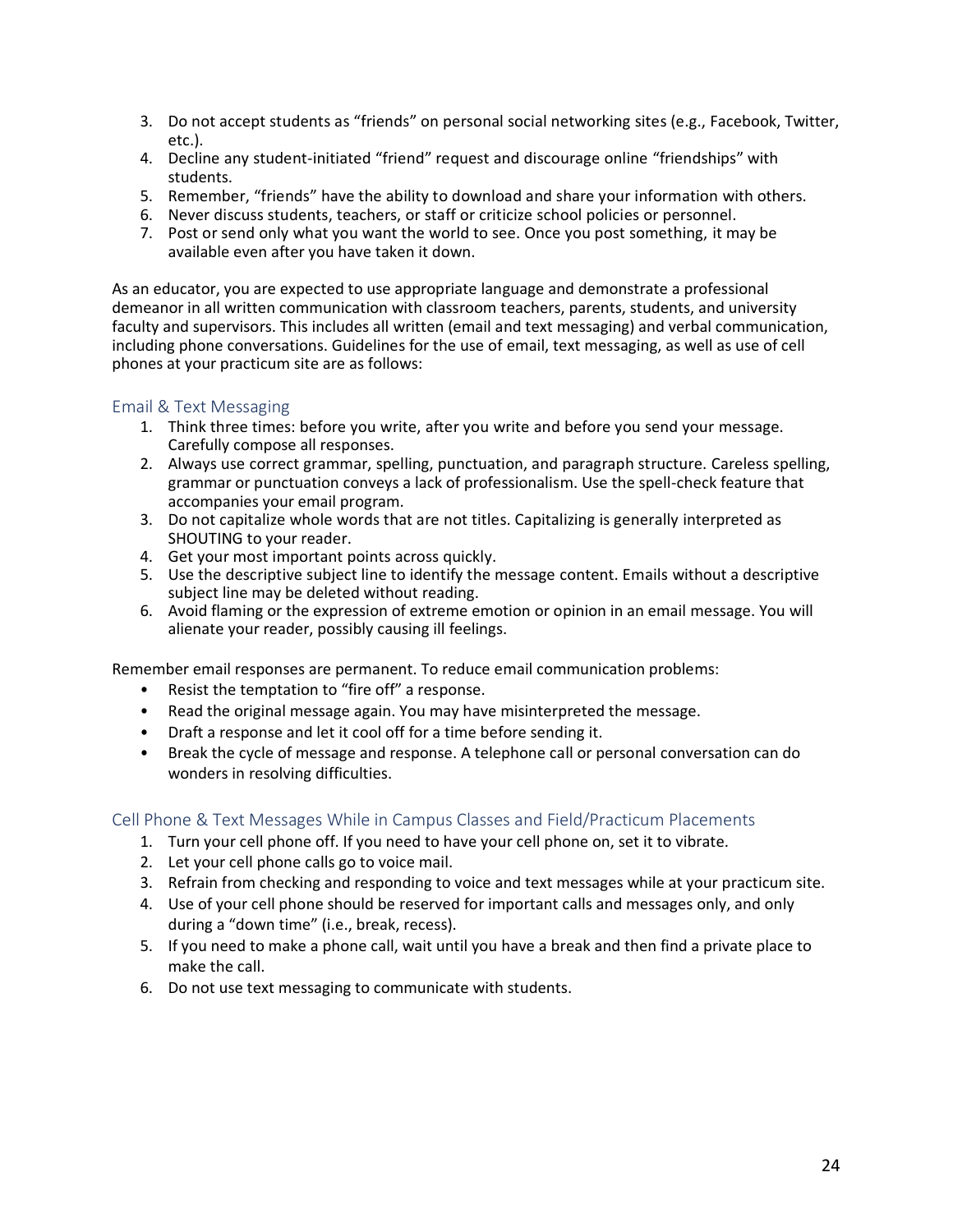3. Do not accept students as "friends" on personal social networking sites (e.g., Facebook, Twitter, etc.).
4. Decline any student-initiated "friend" request and discourage online "friendships" with students.
5. Remember, "friends" have the ability to download and share your information with others.
6. Never discuss students, teachers, or staff or criticize school policies or personnel.
7. Post or send only what you want the world to see. Once you post something, it may be available even after you have taken it down.

As an educator, you are expected to use appropriate language and demonstrate a professional demeanor in all written communication with classroom teachers, parents, students, and university faculty and supervisors. This includes all written (email and text messaging) and verbal communication, including phone conversations. Guidelines for the use of email, text messaging, as well as use of cell phones at your practicum site are as follows:

### Email & Text Messaging

1. Think three times: before you write, after you write and before you send your message. Carefully compose all responses.
2. Always use correct grammar, spelling, punctuation, and paragraph structure. Careless spelling, grammar or punctuation conveys a lack of professionalism. Use the spell-check feature that accompanies your email program.
3. Do not capitalize whole words that are not titles. Capitalizing is generally interpreted as SHOUTING to your reader.
4. Get your most important points across quickly.
5. Use the descriptive subject line to identify the message content. Emails without a descriptive subject line may be deleted without reading.
6. Avoid flaming or the expression of extreme emotion or opinion in an email message. You will alienate your reader, possibly causing ill feelings.

Remember email responses are permanent. To reduce email communication problems:

- Resist the temptation to "fire off" a response.
- Read the original message again. You may have misinterpreted the message.
- Draft a response and let it cool off for a time before sending it.
- Break the cycle of message and response. A telephone call or personal conversation can do wonders in resolving difficulties.

### Cell Phone & Text Messages While in Campus Classes and Field/Practicum Placements

1. Turn your cell phone off. If you need to have your cell phone on, set it to vibrate.
2. Let your cell phone calls go to voice mail.
3. Refrain from checking and responding to voice and text messages while at your practicum site.
4. Use of your cell phone should be reserved for important calls and messages only, and only during a "down time" (i.e., break, recess).
5. If you need to make a phone call, wait until you have a break and then find a private place to make the call.
6. Do not use text messaging to communicate with students.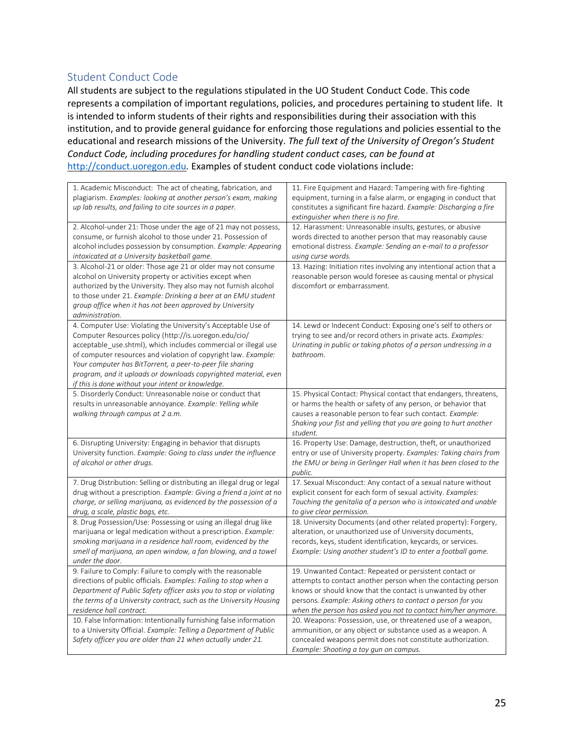## Student Conduct Code

All students are subject to the regulations stipulated in the UO Student Conduct Code. This code represents a compilation of important regulations, policies, and procedures pertaining to student life. It is intended to inform students of their rights and responsibilities during their association with this institution, and to provide general guidance for enforcing those regulations and policies essential to the educational and research missions of the University. *The full text of the University of Oregon's Student Conduct Code, including procedures for handling student conduct cases, can be found at* [http://conduct.uoregon.edu](http://conduct.uoregon.edu)*.* Examples of student conduct code violations include:

| | |
|---|---|
| 1. Academic Misconduct: The act of cheating, fabrication, and plagiarism. *Examples: looking at another person's exam, making up lab results, and failing to cite sources in a paper.* | 11. Fire Equipment and Hazard: Tampering with fire-fighting equipment, turning in a false alarm, or engaging in conduct that constitutes a significant fire hazard. *Example: Discharging a fire extinguisher when there is no fire.* |
| 2. Alcohol-under 21: Those under the age of 21 may not possess, consume, or furnish alcohol to those under 21. Possession of alcohol includes possession by consumption. *Example: Appearing intoxicated at a University basketball game.* | 12. Harassment: Unreasonable insults, gestures, or abusive words directed to another person that may reasonably cause emotional distress. *Example: Sending an e-mail to a professor using curse words.* |
| 3. Alcohol-21 or older: Those age 21 or older may not consume alcohol on University property or activities except when authorized by the University. They also may not furnish alcohol to those under 21. *Example: Drinking a beer at an EMU student group office when it has not been approved by University administration.* | 13. Hazing: Initiation rites involving any intentional action that a reasonable person would foresee as causing mental or physical discomfort or embarrassment. |
| 4. Computer Use: Violating the University's Acceptable Use of Computer Resources policy (http://is.uoregon.edu/cio/acceptable_use.shtml), which includes commercial or illegal use of computer resources and violation of copyright law. *Example: Your computer has BitTorrent, a peer-to-peer file sharing program, and it uploads or downloads copyrighted material, even if this is done without your intent or knowledge.* | 14. Lewd or Indecent Conduct: Exposing one's self to others or trying to see and/or record others in private acts. *Examples: Urinating in public or taking photos of a person undressing in a bathroom.* |
| 5. Disorderly Conduct: Unreasonable noise or conduct that results in unreasonable annoyance. *Example: Yelling while walking through campus at 2 a.m.* | 15. Physical Contact: Physical contact that endangers, threatens, or harms the health or safety of any person, or behavior that causes a reasonable person to fear such contact. *Example: Shaking your fist and yelling that you are going to hurt another student.* |
| 6. Disrupting University: Engaging in behavior that disrupts University function. *Example: Going to class under the influence of alcohol or other drugs.* | 16. Property Use: Damage, destruction, theft, or unauthorized entry or use of University property. *Examples: Taking chairs from the EMU or being in Gerlinger Hall when it has been closed to the public.* |
| 7. Drug Distribution: Selling or distributing an illegal drug or legal drug without a prescription. *Example: Giving a friend a joint at no charge, or selling marijuana, as evidenced by the possession of a drug, a scale, plastic bags, etc.* | 17. Sexual Misconduct: Any contact of a sexual nature without explicit consent for each form of sexual activity. *Examples: Touching the genitalia of a person who is intoxicated and unable to give clear permission.* |
| 8. Drug Possession/Use: Possessing or using an illegal drug like marijuana or legal medication without a prescription. *Example: smoking marijuana in a residence hall room, evidenced by the smell of marijuana, an open window, a fan blowing, and a towel under the door.* | 18. University Documents (and other related property): Forgery, alteration, or unauthorized use of University documents, records, keys, student identification, keycards, or services. *Example: Using another student's ID to enter a football game.* |
| 9. Failure to Comply: Failure to comply with the reasonable directions of public officials. *Examples: Failing to stop when a Department of Public Safety officer asks you to stop or violating the terms of a University contract, such as the University Housing residence hall contract.* | 19. Unwanted Contact: Repeated or persistent contact or attempts to contact another person when the contacting person knows or should know that the contact is unwanted by other persons. *Example: Asking others to contact a person for you when the person has asked you not to contact him/her anymore.* |
| 10. False Information: Intentionally furnishing false information to a University Official. *Example: Telling a Department of Public Safety officer you are older than 21 when actually under 21.* | 20. Weapons: Possession, use, or threatened use of a weapon, ammunition, or any object or substance used as a weapon. A concealed weapons permit does not constitute authorization. *Example: Shooting a toy gun on campus.* |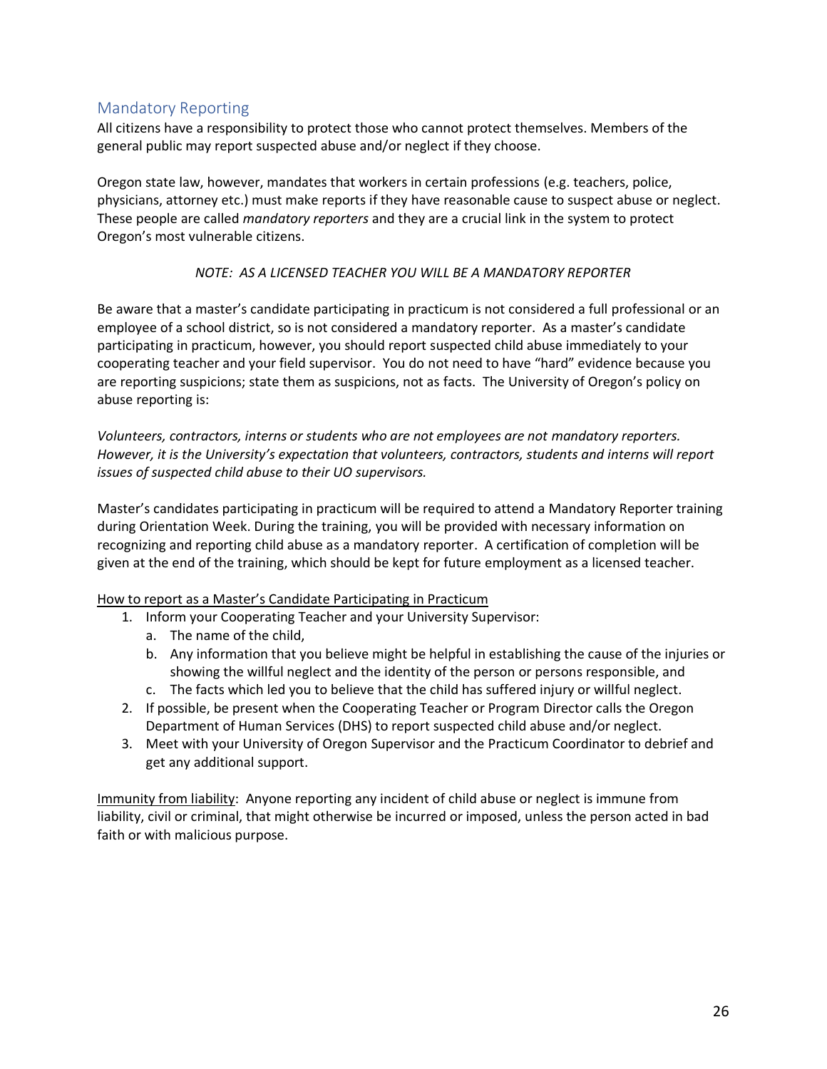## Mandatory Reporting

All citizens have a responsibility to protect those who cannot protect themselves. Members of the general public may report suspected abuse and/or neglect if they choose.

Oregon state law, however, mandates that workers in certain professions (e.g. teachers, police, physicians, attorney etc.) must make reports if they have reasonable cause to suspect abuse or neglect. These people are called *mandatory reporters* and they are a crucial link in the system to protect Oregon's most vulnerable citizens.

*NOTE: AS A LICENSED TEACHER YOU WILL BE A MANDATORY REPORTER*

Be aware that a master's candidate participating in practicum is not considered a full professional or an employee of a school district, so is not considered a mandatory reporter. As a master's candidate participating in practicum, however, you should report suspected child abuse immediately to your cooperating teacher and your field supervisor. You do not need to have "hard" evidence because you are reporting suspicions; state them as suspicions, not as facts. The University of Oregon's policy on abuse reporting is:

*Volunteers, contractors, interns or students who are not employees are not mandatory reporters. However, it is the University's expectation that volunteers, contractors, students and interns will report issues of suspected child abuse to their UO supervisors.*

Master's candidates participating in practicum will be required to attend a Mandatory Reporter training during Orientation Week. During the training, you will be provided with necessary information on recognizing and reporting child abuse as a mandatory reporter. A certification of completion will be given at the end of the training, which should be kept for future employment as a licensed teacher.

<u>How to report as a Master's Candidate Participating in Practicum</u>

1. Inform your Cooperating Teacher and your University Supervisor:
   a. The name of the child,
   b. Any information that you believe might be helpful in establishing the cause of the injuries or showing the willful neglect and the identity of the person or persons responsible, and
   c. The facts which led you to believe that the child has suffered injury or willful neglect.
2. If possible, be present when the Cooperating Teacher or Program Director calls the Oregon Department of Human Services (DHS) to report suspected child abuse and/or neglect.
3. Meet with your University of Oregon Supervisor and the Practicum Coordinator to debrief and get any additional support.

<u>Immunity from liability</u>: Anyone reporting any incident of child abuse or neglect is immune from liability, civil or criminal, that might otherwise be incurred or imposed, unless the person acted in bad faith or with malicious purpose.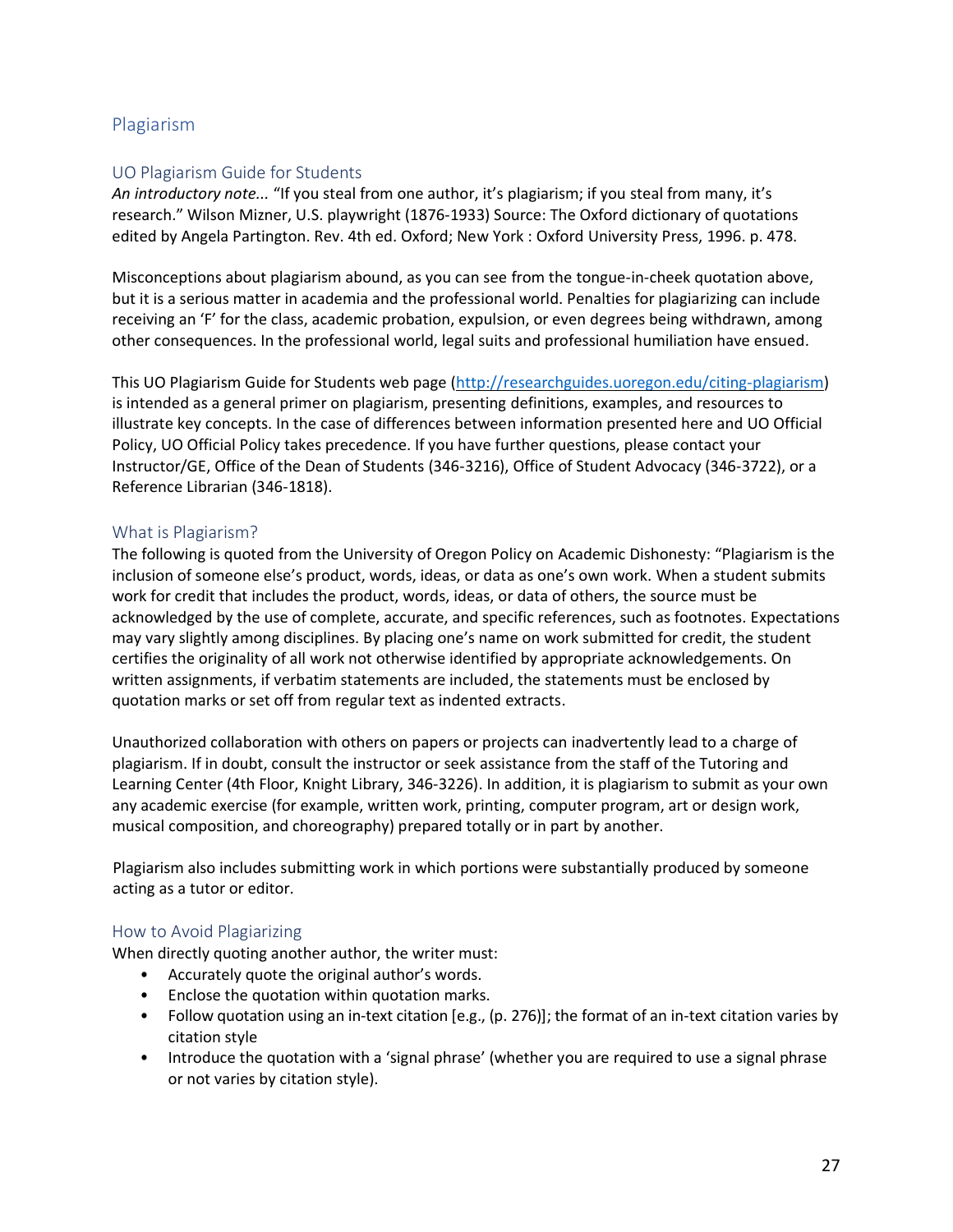# Plagiarism

## UO Plagiarism Guide for Students

*An introductory note...* "If you steal from one author, it's plagiarism; if you steal from many, it's research." Wilson Mizner, U.S. playwright (1876-1933) Source: The Oxford dictionary of quotations edited by Angela Partington. Rev. 4th ed. Oxford; New York : Oxford University Press, 1996. p. 478.

Misconceptions about plagiarism abound, as you can see from the tongue-in-cheek quotation above, but it is a serious matter in academia and the professional world. Penalties for plagiarizing can include receiving an 'F' for the class, academic probation, expulsion, or even degrees being withdrawn, among other consequences. In the professional world, legal suits and professional humiliation have ensued.

This UO Plagiarism Guide for Students web page (http://researchguides.uoregon.edu/citing-plagiarism) is intended as a general primer on plagiarism, presenting definitions, examples, and resources to illustrate key concepts. In the case of differences between information presented here and UO Official Policy, UO Official Policy takes precedence. If you have further questions, please contact your Instructor/GE, Office of the Dean of Students (346-3216), Office of Student Advocacy (346-3722), or a Reference Librarian (346-1818).

## What is Plagiarism?

The following is quoted from the University of Oregon Policy on Academic Dishonesty: "Plagiarism is the inclusion of someone else's product, words, ideas, or data as one's own work. When a student submits work for credit that includes the product, words, ideas, or data of others, the source must be acknowledged by the use of complete, accurate, and specific references, such as footnotes. Expectations may vary slightly among disciplines. By placing one's name on work submitted for credit, the student certifies the originality of all work not otherwise identified by appropriate acknowledgements. On written assignments, if verbatim statements are included, the statements must be enclosed by quotation marks or set off from regular text as indented extracts.

Unauthorized collaboration with others on papers or projects can inadvertently lead to a charge of plagiarism. If in doubt, consult the instructor or seek assistance from the staff of the Tutoring and Learning Center (4th Floor, Knight Library, 346-3226). In addition, it is plagiarism to submit as your own any academic exercise (for example, written work, printing, computer program, art or design work, musical composition, and choreography) prepared totally or in part by another.

Plagiarism also includes submitting work in which portions were substantially produced by someone acting as a tutor or editor.

## How to Avoid Plagiarizing

When directly quoting another author, the writer must:

- Accurately quote the original author's words.
- Enclose the quotation within quotation marks.
- Follow quotation using an in-text citation [e.g., (p. 276)]; the format of an in-text citation varies by citation style
- Introduce the quotation with a 'signal phrase' (whether you are required to use a signal phrase or not varies by citation style).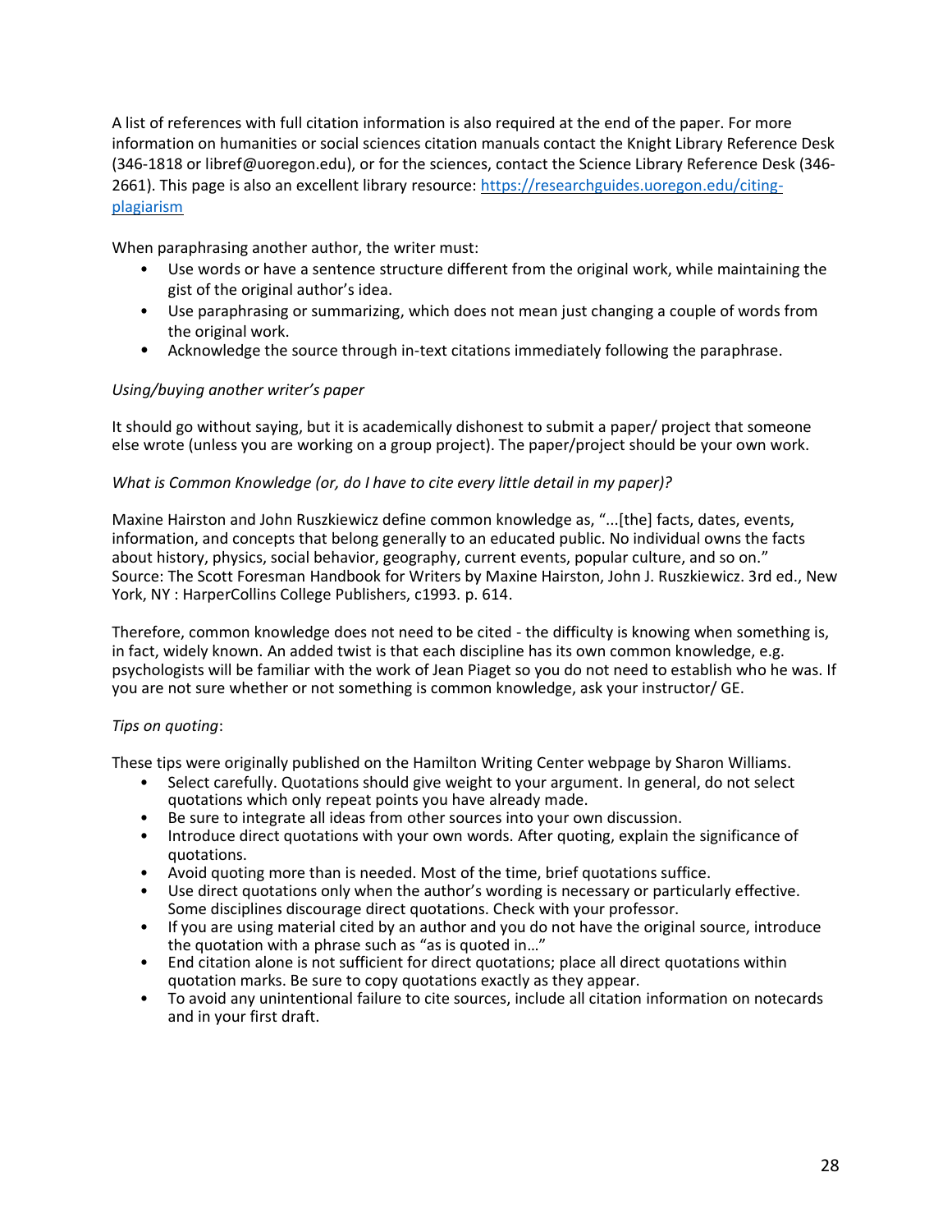A list of references with full citation information is also required at the end of the paper. For more information on humanities or social sciences citation manuals contact the Knight Library Reference Desk (346-1818 or libref@uoregon.edu), or for the sciences, contact the Science Library Reference Desk (346-2661). This page is also an excellent library resource: [https://researchguides.uoregon.edu/citing-plagiarism](https://researchguides.uoregon.edu/citing-plagiarism)

When paraphrasing another author, the writer must:

- Use words or have a sentence structure different from the original work, while maintaining the gist of the original author's idea.
- Use paraphrasing or summarizing, which does not mean just changing a couple of words from the original work.
- Acknowledge the source through in-text citations immediately following the paraphrase.

*Using/buying another writer's paper*

It should go without saying, but it is academically dishonest to submit a paper/ project that someone else wrote (unless you are working on a group project). The paper/project should be your own work.

*What is Common Knowledge (or, do I have to cite every little detail in my paper)?*

Maxine Hairston and John Ruszkiewicz define common knowledge as, "...[the] facts, dates, events, information, and concepts that belong generally to an educated public. No individual owns the facts about history, physics, social behavior, geography, current events, popular culture, and so on." Source: The Scott Foresman Handbook for Writers by Maxine Hairston, John J. Ruszkiewicz. 3rd ed., New York, NY : HarperCollins College Publishers, c1993. p. 614.

Therefore, common knowledge does not need to be cited - the difficulty is knowing when something is, in fact, widely known. An added twist is that each discipline has its own common knowledge, e.g. psychologists will be familiar with the work of Jean Piaget so you do not need to establish who he was. If you are not sure whether or not something is common knowledge, ask your instructor/ GE.

*Tips on quoting*:

These tips were originally published on the Hamilton Writing Center webpage by Sharon Williams.

- Select carefully. Quotations should give weight to your argument. In general, do not select quotations which only repeat points you have already made.
- Be sure to integrate all ideas from other sources into your own discussion.
- Introduce direct quotations with your own words. After quoting, explain the significance of quotations.
- Avoid quoting more than is needed. Most of the time, brief quotations suffice.
- Use direct quotations only when the author's wording is necessary or particularly effective. Some disciplines discourage direct quotations. Check with your professor.
- If you are using material cited by an author and you do not have the original source, introduce the quotation with a phrase such as "as is quoted in…"
- End citation alone is not sufficient for direct quotations; place all direct quotations within quotation marks. Be sure to copy quotations exactly as they appear.
- To avoid any unintentional failure to cite sources, include all citation information on notecards and in your first draft.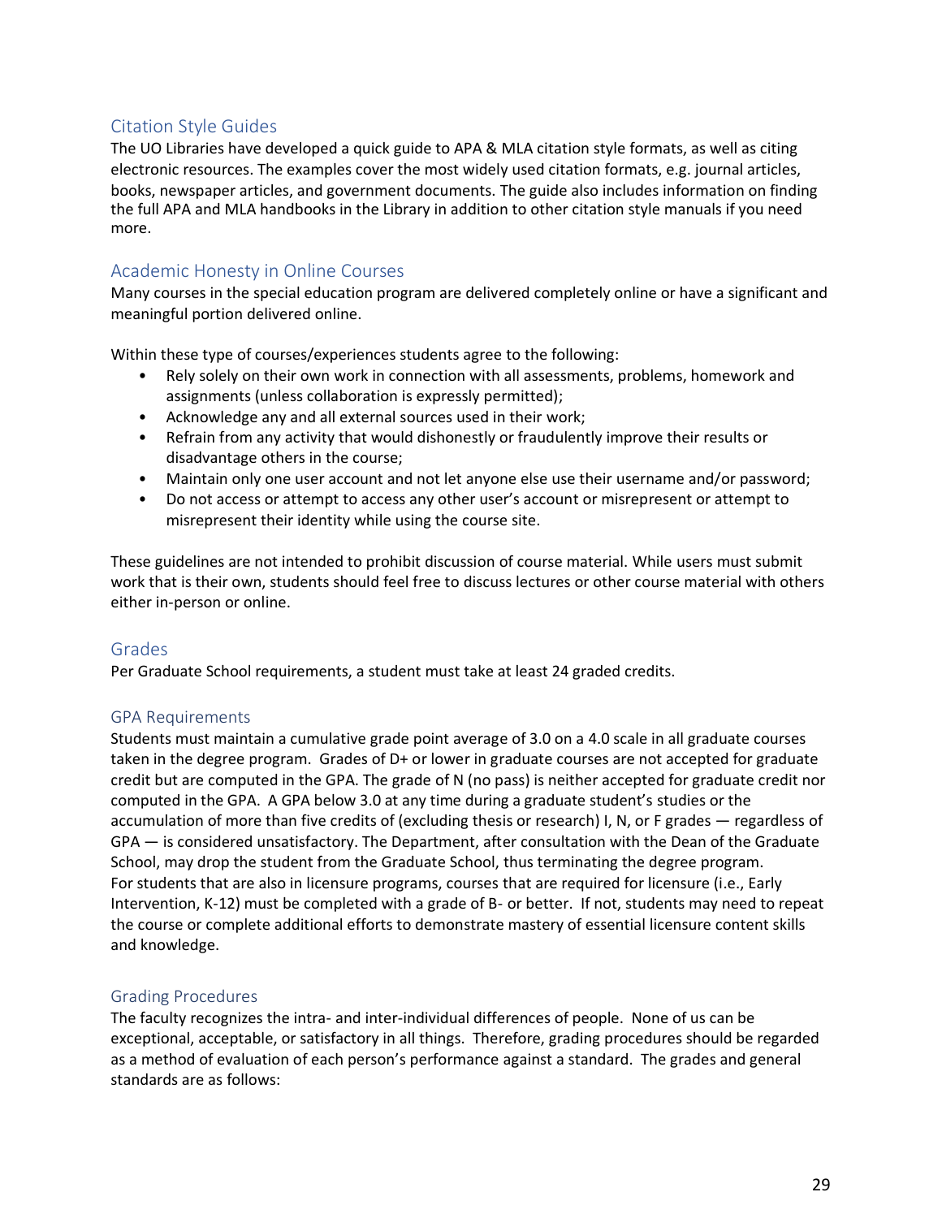## Citation Style Guides

The UO Libraries have developed a quick guide to APA & MLA citation style formats, as well as citing electronic resources. The examples cover the most widely used citation formats, e.g. journal articles, books, newspaper articles, and government documents. The guide also includes information on finding the full APA and MLA handbooks in the Library in addition to other citation style manuals if you need more.

## Academic Honesty in Online Courses

Many courses in the special education program are delivered completely online or have a significant and meaningful portion delivered online.

Within these type of courses/experiences students agree to the following:

- Rely solely on their own work in connection with all assessments, problems, homework and assignments (unless collaboration is expressly permitted);
- Acknowledge any and all external sources used in their work;
- Refrain from any activity that would dishonestly or fraudulently improve their results or disadvantage others in the course;
- Maintain only one user account and not let anyone else use their username and/or password;
- Do not access or attempt to access any other user's account or misrepresent or attempt to misrepresent their identity while using the course site.

These guidelines are not intended to prohibit discussion of course material. While users must submit work that is their own, students should feel free to discuss lectures or other course material with others either in-person or online.

## Grades

Per Graduate School requirements, a student must take at least 24 graded credits.

## GPA Requirements

Students must maintain a cumulative grade point average of 3.0 on a 4.0 scale in all graduate courses taken in the degree program. Grades of D+ or lower in graduate courses are not accepted for graduate credit but are computed in the GPA. The grade of N (no pass) is neither accepted for graduate credit nor computed in the GPA. A GPA below 3.0 at any time during a graduate student's studies or the accumulation of more than five credits of (excluding thesis or research) I, N, or F grades — regardless of GPA — is considered unsatisfactory. The Department, after consultation with the Dean of the Graduate School, may drop the student from the Graduate School, thus terminating the degree program.
For students that are also in licensure programs, courses that are required for licensure (i.e., Early Intervention, K-12) must be completed with a grade of B- or better. If not, students may need to repeat the course or complete additional efforts to demonstrate mastery of essential licensure content skills and knowledge.

## Grading Procedures

The faculty recognizes the intra- and inter-individual differences of people. None of us can be exceptional, acceptable, or satisfactory in all things. Therefore, grading procedures should be regarded as a method of evaluation of each person's performance against a standard. The grades and general standards are as follows: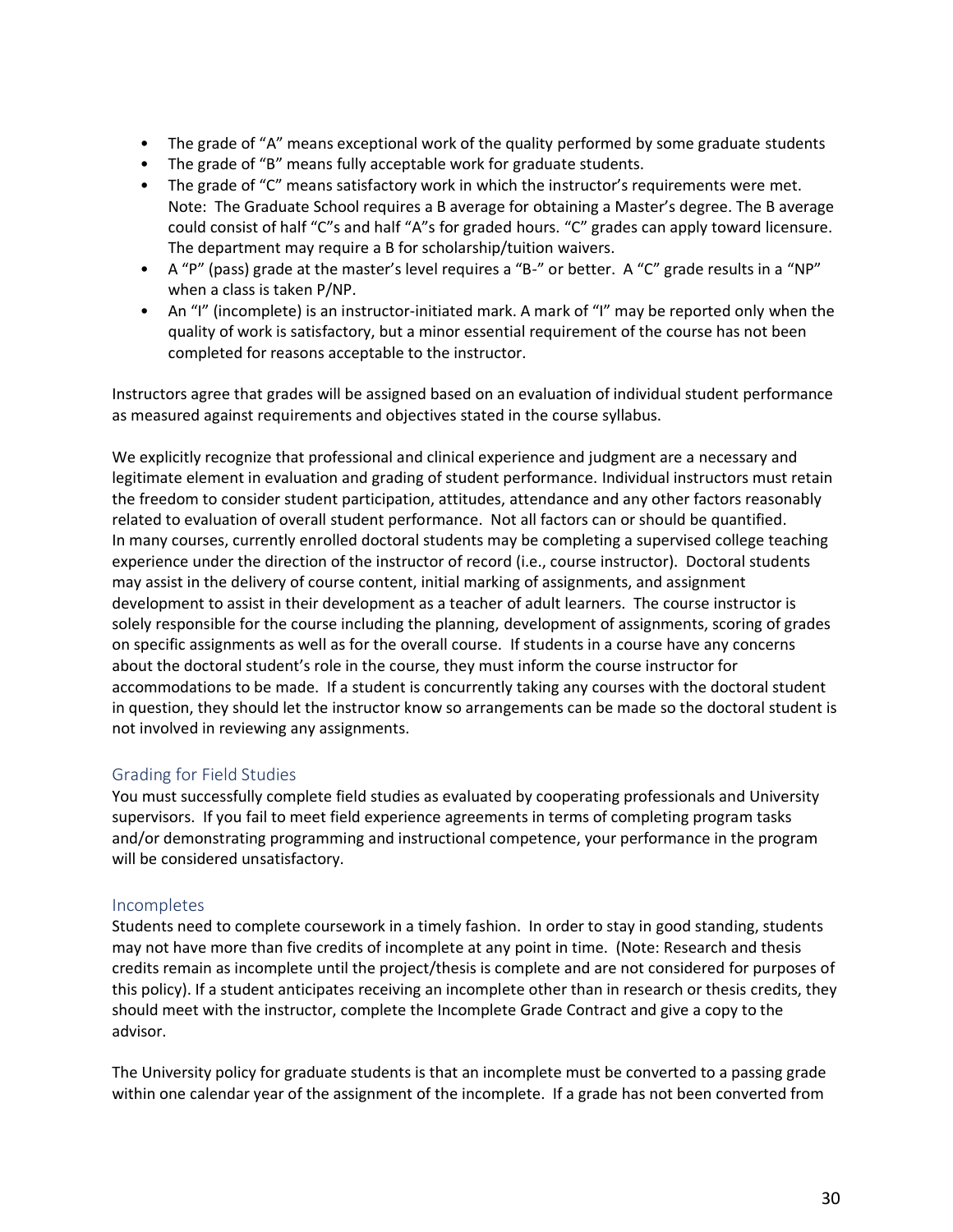- The grade of "A" means exceptional work of the quality performed by some graduate students
- The grade of "B" means fully acceptable work for graduate students.
- The grade of "C" means satisfactory work in which the instructor's requirements were met. Note: The Graduate School requires a B average for obtaining a Master's degree. The B average could consist of half "C"s and half "A"s for graded hours. "C" grades can apply toward licensure. The department may require a B for scholarship/tuition waivers.
- A "P" (pass) grade at the master's level requires a "B-" or better. A "C" grade results in a "NP" when a class is taken P/NP.
- An "I" (incomplete) is an instructor-initiated mark. A mark of "I" may be reported only when the quality of work is satisfactory, but a minor essential requirement of the course has not been completed for reasons acceptable to the instructor.

Instructors agree that grades will be assigned based on an evaluation of individual student performance as measured against requirements and objectives stated in the course syllabus.

We explicitly recognize that professional and clinical experience and judgment are a necessary and legitimate element in evaluation and grading of student performance. Individual instructors must retain the freedom to consider student participation, attitudes, attendance and any other factors reasonably related to evaluation of overall student performance. Not all factors can or should be quantified. In many courses, currently enrolled doctoral students may be completing a supervised college teaching experience under the direction of the instructor of record (i.e., course instructor). Doctoral students may assist in the delivery of course content, initial marking of assignments, and assignment development to assist in their development as a teacher of adult learners. The course instructor is solely responsible for the course including the planning, development of assignments, scoring of grades on specific assignments as well as for the overall course. If students in a course have any concerns about the doctoral student's role in the course, they must inform the course instructor for accommodations to be made. If a student is concurrently taking any courses with the doctoral student in question, they should let the instructor know so arrangements can be made so the doctoral student is not involved in reviewing any assignments.

### Grading for Field Studies

You must successfully complete field studies as evaluated by cooperating professionals and University supervisors. If you fail to meet field experience agreements in terms of completing program tasks and/or demonstrating programming and instructional competence, your performance in the program will be considered unsatisfactory.

### Incompletes

Students need to complete coursework in a timely fashion. In order to stay in good standing, students may not have more than five credits of incomplete at any point in time. (Note: Research and thesis credits remain as incomplete until the project/thesis is complete and are not considered for purposes of this policy). If a student anticipates receiving an incomplete other than in research or thesis credits, they should meet with the instructor, complete the Incomplete Grade Contract and give a copy to the advisor.

The University policy for graduate students is that an incomplete must be converted to a passing grade within one calendar year of the assignment of the incomplete. If a grade has not been converted from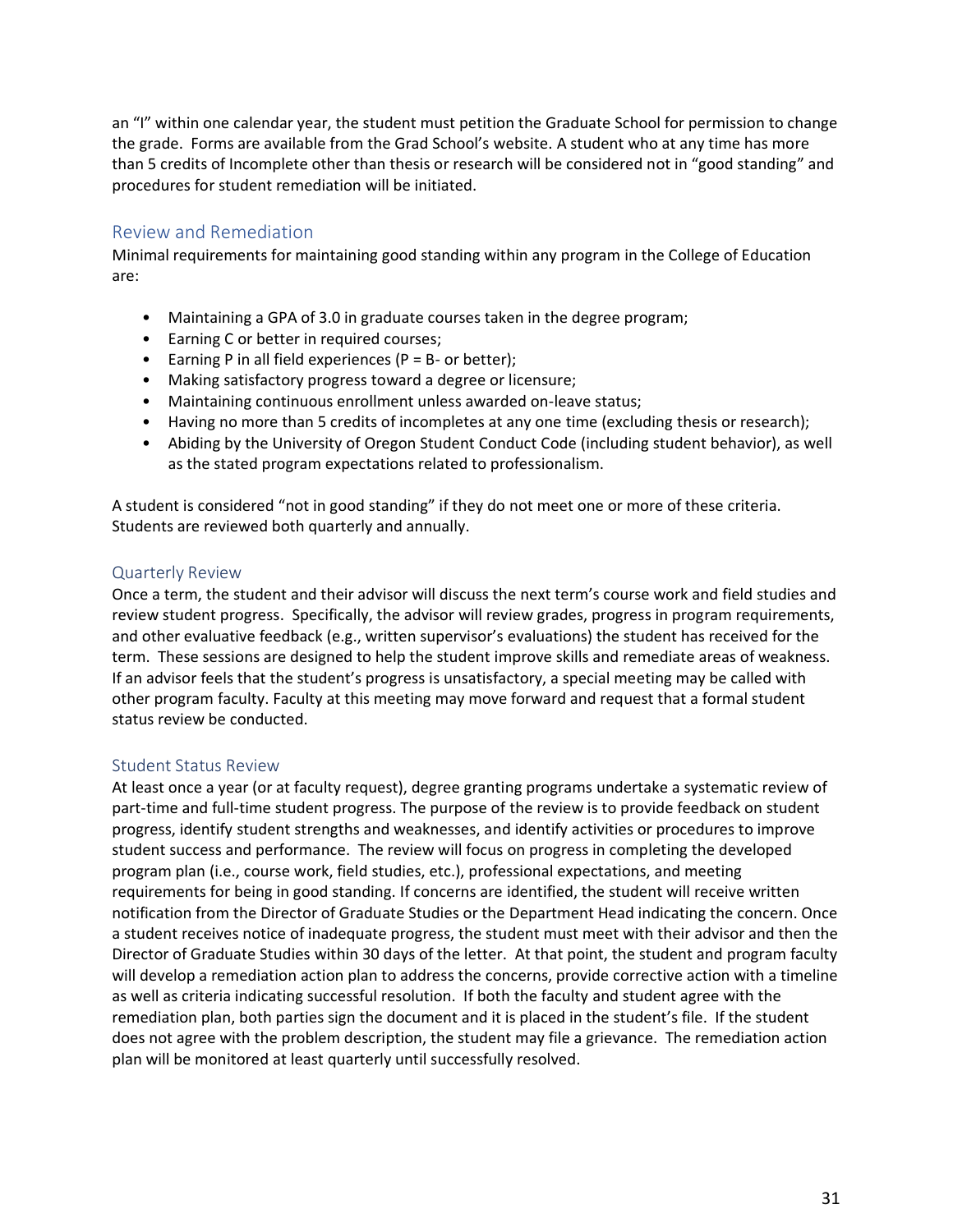an "I" within one calendar year, the student must petition the Graduate School for permission to change the grade. Forms are available from the Grad School's website. A student who at any time has more than 5 credits of Incomplete other than thesis or research will be considered not in "good standing" and procedures for student remediation will be initiated.

## Review and Remediation

Minimal requirements for maintaining good standing within any program in the College of Education are:

- Maintaining a GPA of 3.0 in graduate courses taken in the degree program;
- Earning C or better in required courses;
- Earning P in all field experiences (P = B- or better);
- Making satisfactory progress toward a degree or licensure;
- Maintaining continuous enrollment unless awarded on-leave status;
- Having no more than 5 credits of incompletes at any one time (excluding thesis or research);
- Abiding by the University of Oregon Student Conduct Code (including student behavior), as well as the stated program expectations related to professionalism.

A student is considered "not in good standing" if they do not meet one or more of these criteria. Students are reviewed both quarterly and annually.

### Quarterly Review

Once a term, the student and their advisor will discuss the next term's course work and field studies and review student progress. Specifically, the advisor will review grades, progress in program requirements, and other evaluative feedback (e.g., written supervisor's evaluations) the student has received for the term. These sessions are designed to help the student improve skills and remediate areas of weakness. If an advisor feels that the student's progress is unsatisfactory, a special meeting may be called with other program faculty. Faculty at this meeting may move forward and request that a formal student status review be conducted.

### Student Status Review

At least once a year (or at faculty request), degree granting programs undertake a systematic review of part-time and full-time student progress. The purpose of the review is to provide feedback on student progress, identify student strengths and weaknesses, and identify activities or procedures to improve student success and performance. The review will focus on progress in completing the developed program plan (i.e., course work, field studies, etc.), professional expectations, and meeting requirements for being in good standing. If concerns are identified, the student will receive written notification from the Director of Graduate Studies or the Department Head indicating the concern. Once a student receives notice of inadequate progress, the student must meet with their advisor and then the Director of Graduate Studies within 30 days of the letter. At that point, the student and program faculty will develop a remediation action plan to address the concerns, provide corrective action with a timeline as well as criteria indicating successful resolution. If both the faculty and student agree with the remediation plan, both parties sign the document and it is placed in the student's file. If the student does not agree with the problem description, the student may file a grievance. The remediation action plan will be monitored at least quarterly until successfully resolved.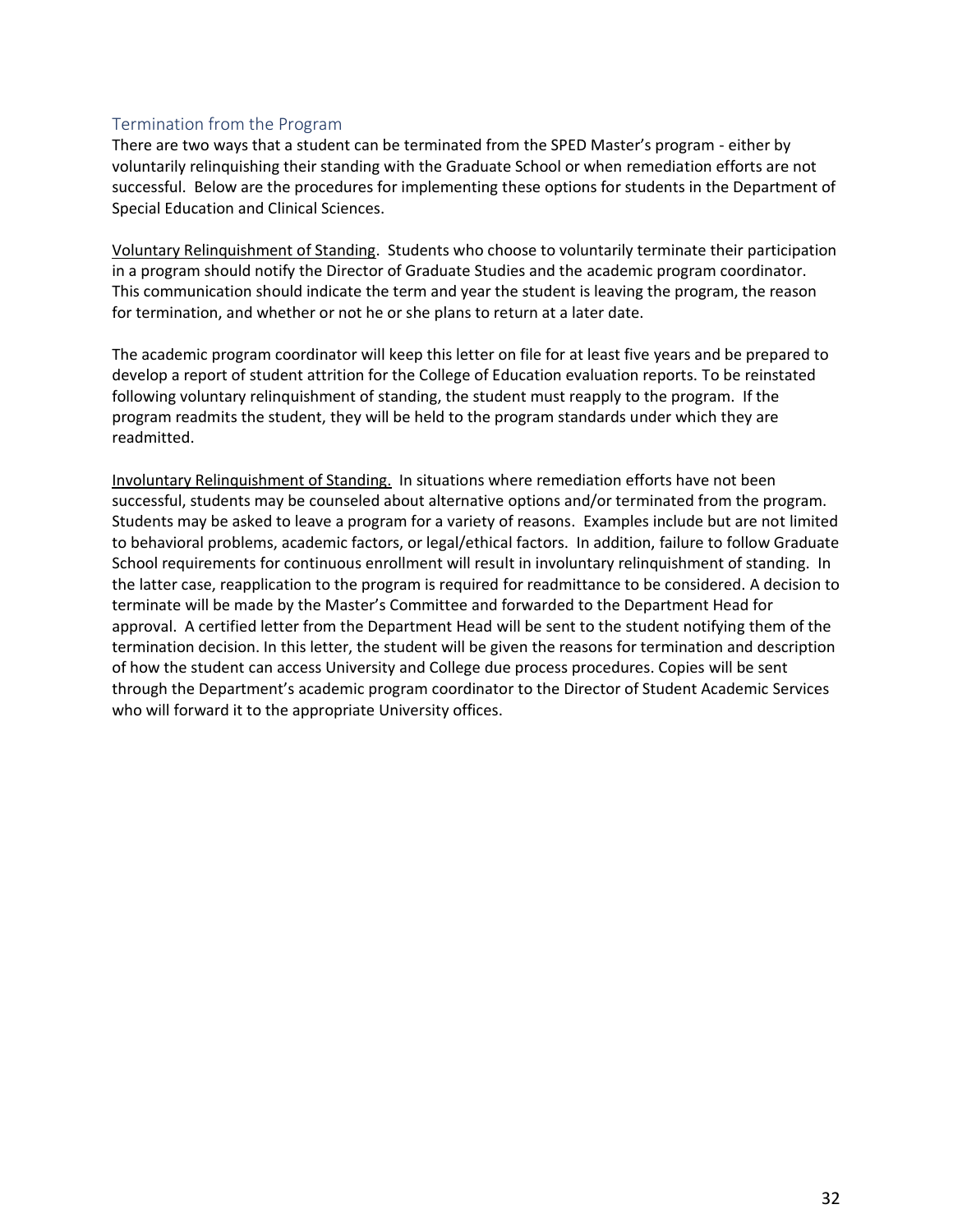## Termination from the Program

There are two ways that a student can be terminated from the SPED Master's program - either by voluntarily relinquishing their standing with the Graduate School or when remediation efforts are not successful. Below are the procedures for implementing these options for students in the Department of Special Education and Clinical Sciences.

<u>Voluntary Relinquishment of Standing</u>. Students who choose to voluntarily terminate their participation in a program should notify the Director of Graduate Studies and the academic program coordinator. This communication should indicate the term and year the student is leaving the program, the reason for termination, and whether or not he or she plans to return at a later date.

The academic program coordinator will keep this letter on file for at least five years and be prepared to develop a report of student attrition for the College of Education evaluation reports. To be reinstated following voluntary relinquishment of standing, the student must reapply to the program. If the program readmits the student, they will be held to the program standards under which they are readmitted.

<u>Involuntary Relinquishment of Standing.</u> In situations where remediation efforts have not been successful, students may be counseled about alternative options and/or terminated from the program. Students may be asked to leave a program for a variety of reasons. Examples include but are not limited to behavioral problems, academic factors, or legal/ethical factors. In addition, failure to follow Graduate School requirements for continuous enrollment will result in involuntary relinquishment of standing. In the latter case, reapplication to the program is required for readmittance to be considered. A decision to terminate will be made by the Master's Committee and forwarded to the Department Head for approval. A certified letter from the Department Head will be sent to the student notifying them of the termination decision. In this letter, the student will be given the reasons for termination and description of how the student can access University and College due process procedures. Copies will be sent through the Department's academic program coordinator to the Director of Student Academic Services who will forward it to the appropriate University offices.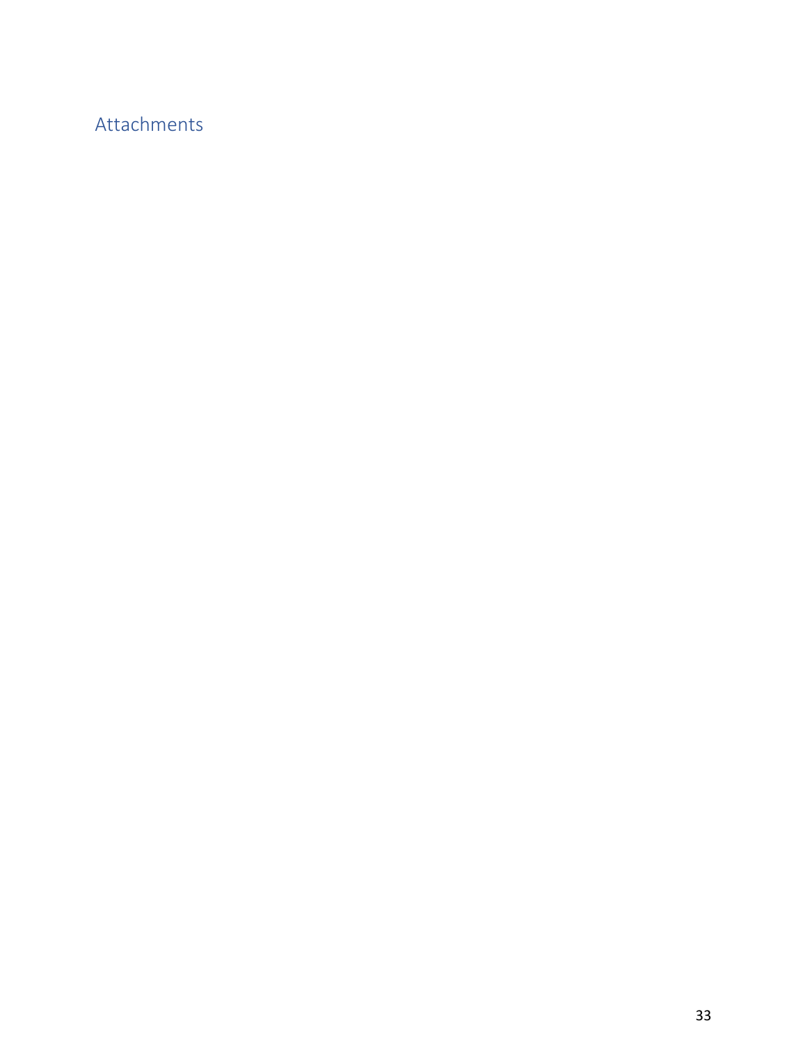# Attachments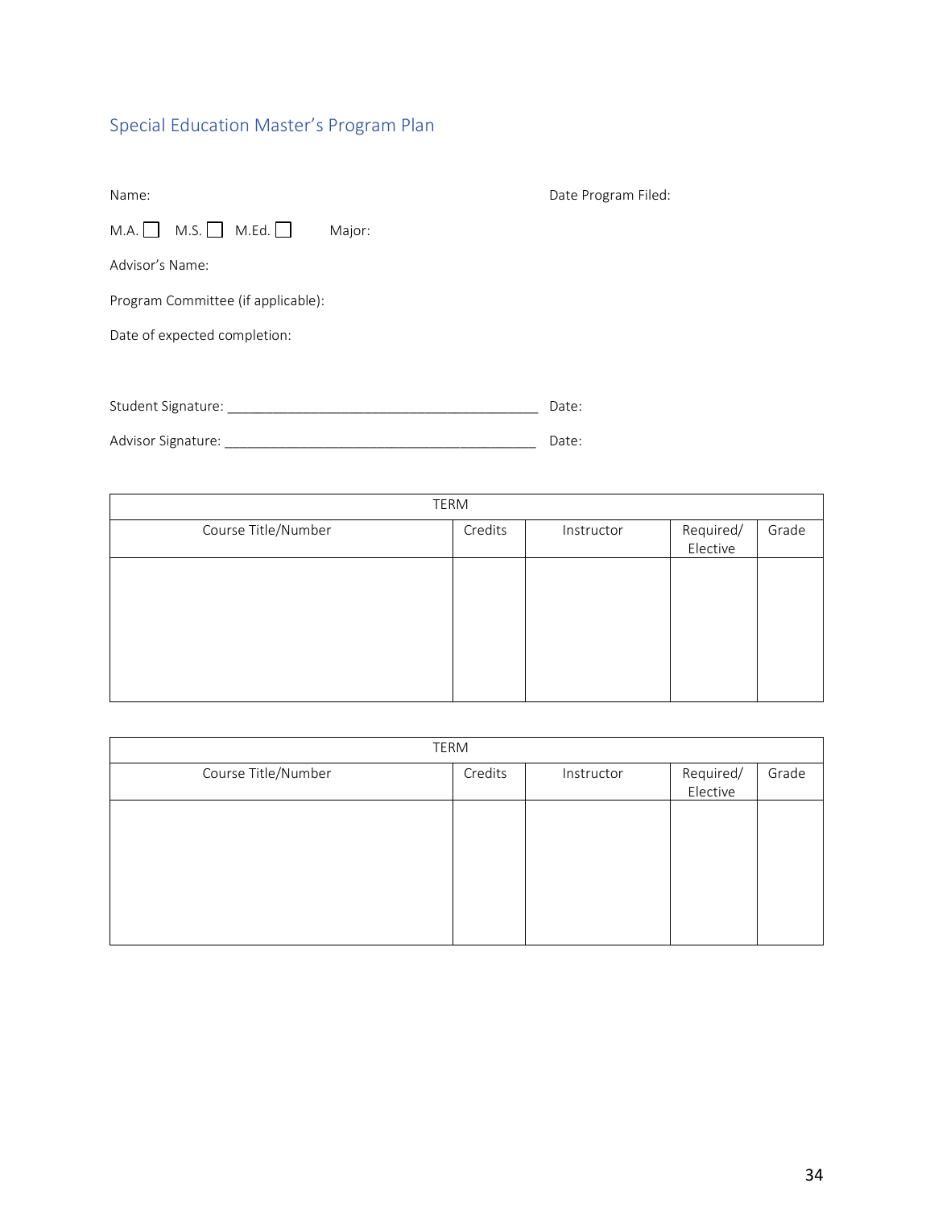## Special Education Master's Program Plan

Name: Date Program Filed:

M.A. ☐ M.S. ☐ M.Ed. ☐ Major:

Advisor's Name:

Program Committee (if applicable):

Date of expected completion:

Student Signature: ________________________________________ Date:

Advisor Signature: ________________________________________ Date:

| TERM | | | | |
|---|---|---|---|---|
| Course Title/Number | Credits | Instructor | Required/ Elective | Grade |
| | | | | |

| TERM | | | | |
|---|---|---|---|---|
| Course Title/Number | Credits | Instructor | Required/ Elective | Grade |
| | | | | |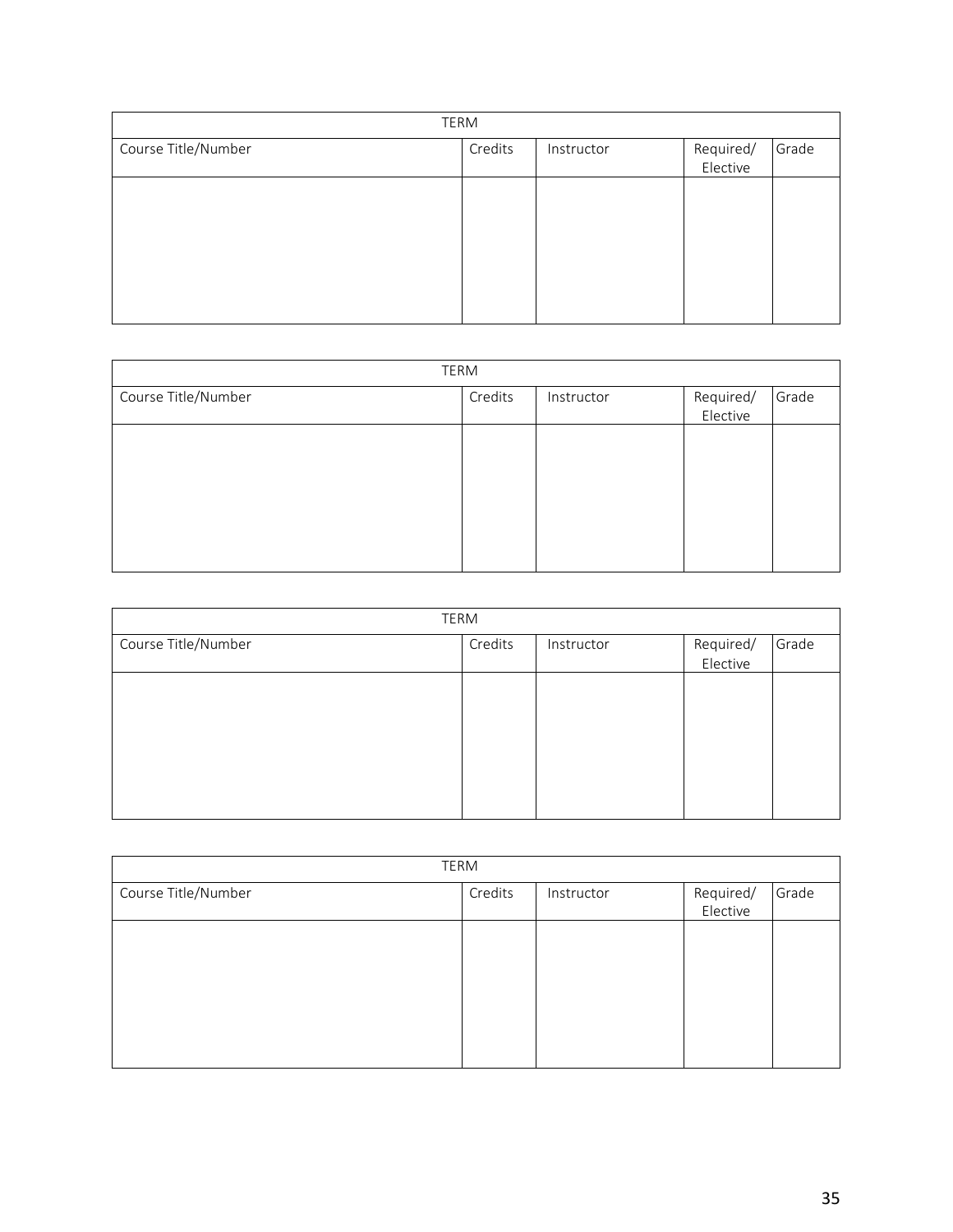| TERM | | | | |
|---|---|---|---|---|
| Course Title/Number | Credits | Instructor | Required/ Elective | Grade |
| | | | | |

| TERM | | | | |
|---|---|---|---|---|
| Course Title/Number | Credits | Instructor | Required/ Elective | Grade |
| | | | | |

| TERM | | | | |
|---|---|---|---|---|
| Course Title/Number | Credits | Instructor | Required/ Elective | Grade |
| | | | | |

| TERM | | | | |
|---|---|---|---|---|
| Course Title/Number | Credits | Instructor | Required/ Elective | Grade |
| | | | | |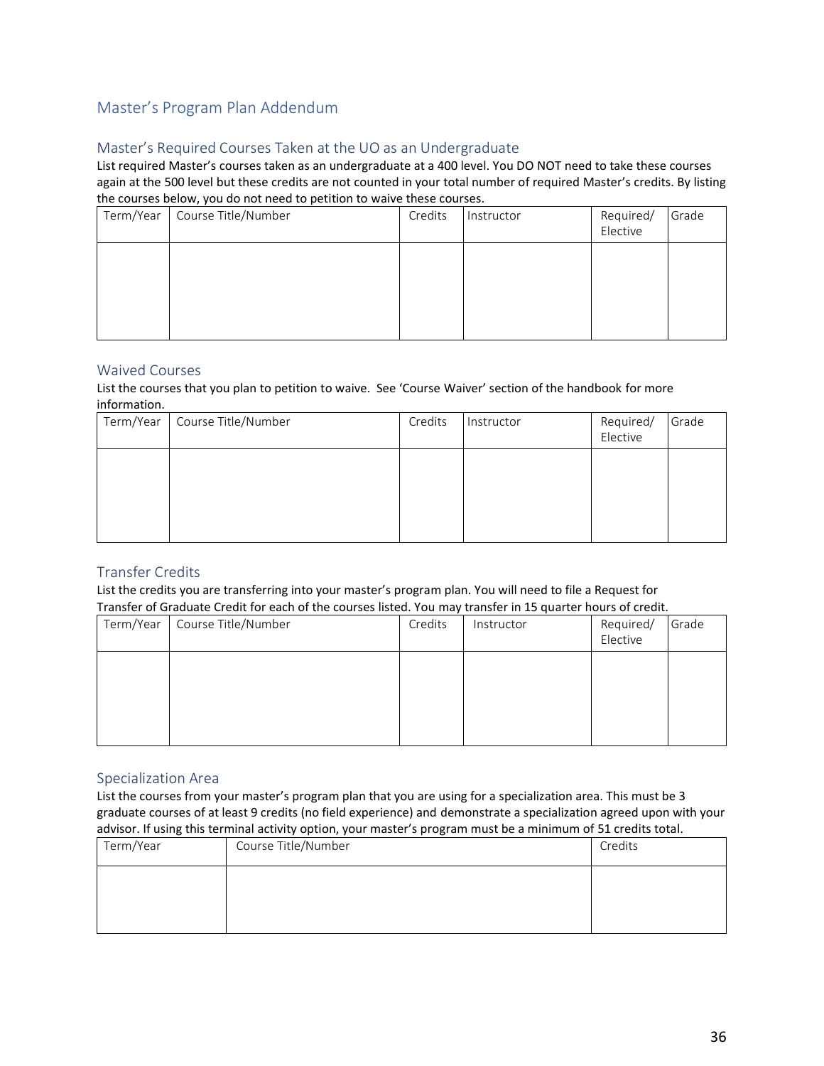## Master's Program Plan Addendum

### Master's Required Courses Taken at the UO as an Undergraduate

List required Master's courses taken as an undergraduate at a 400 level. You DO NOT need to take these courses again at the 500 level but these credits are not counted in your total number of required Master's credits. By listing the courses below, you do not need to petition to waive these courses.

| Term/Year | Course Title/Number | Credits | Instructor | Required/ Elective | Grade |
|---|---|---|---|---|---|
| | | | | | |

### Waived Courses

List the courses that you plan to petition to waive. See 'Course Waiver' section of the handbook for more information.

| Term/Year | Course Title/Number | Credits | Instructor | Required/ Elective | Grade |
|---|---|---|---|---|---|
| | | | | | |

### Transfer Credits

List the credits you are transferring into your master's program plan. You will need to file a Request for Transfer of Graduate Credit for each of the courses listed. You may transfer in 15 quarter hours of credit.

| Term/Year | Course Title/Number | Credits | Instructor | Required/ Elective | Grade |
|---|---|---|---|---|---|
| | | | | | |

### Specialization Area

List the courses from your master's program plan that you are using for a specialization area. This must be 3 graduate courses of at least 9 credits (no field experience) and demonstrate a specialization agreed upon with your advisor. If using this terminal activity option, your master's program must be a minimum of 51 credits total.

| Term/Year | Course Title/Number | Credits |
|---|---|---|
| | | |